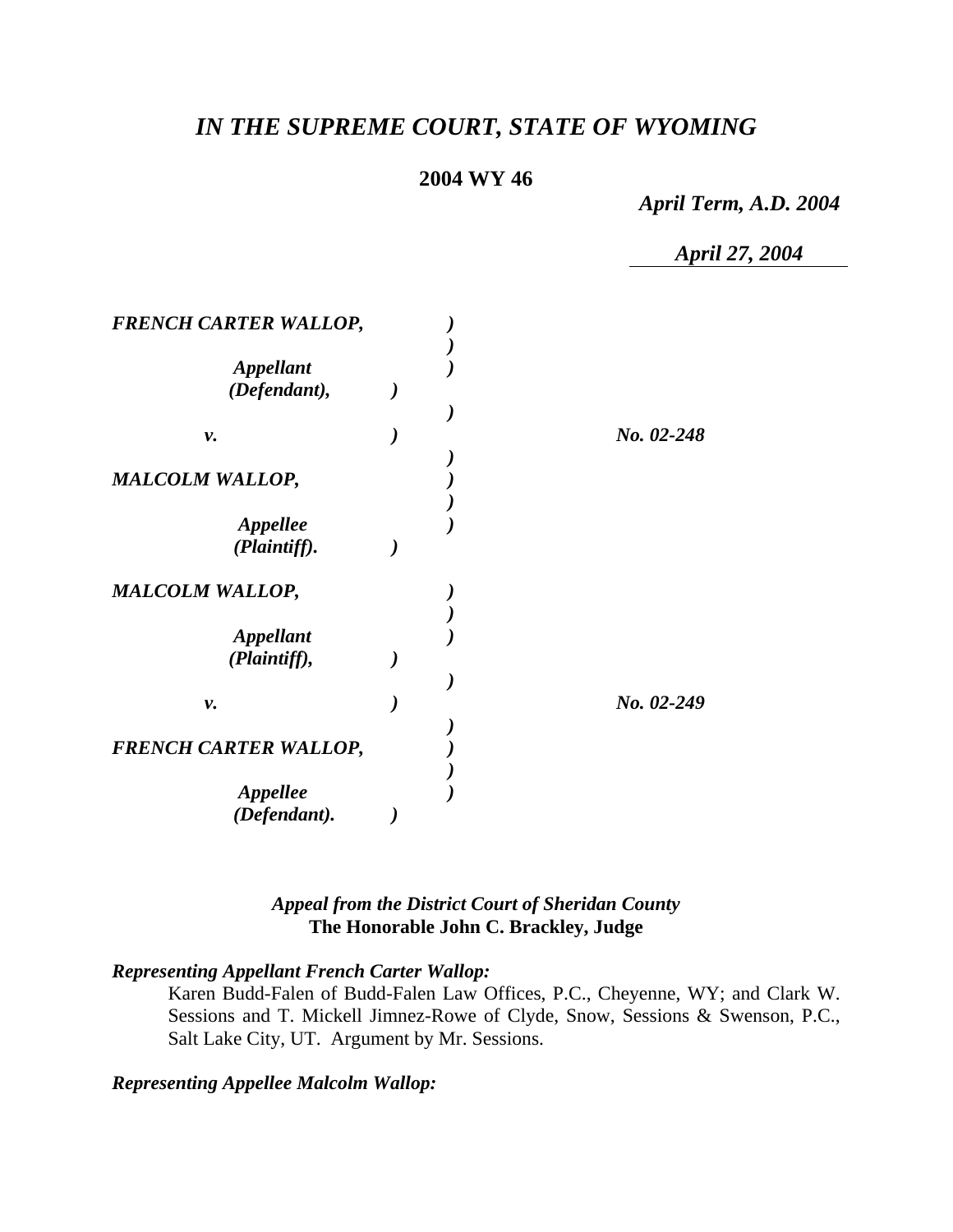# *IN THE SUPREME COURT, STATE OF WYOMING*

**2004 WY 46**

*April Term, A.D. 2004*

*April 27, 2004*

| | | |
|---|---|---|
| ***FRENCH CARTER WALLOP,*** <br> ***Appellant (Defendant),*** <br> ***v.*** <br> ***MALCOLM WALLOP,*** <br> ***Appellee (Plaintiff).*** | ) | ***No. 02-248*** |
| ***MALCOLM WALLOP,*** <br> ***Appellant (Plaintiff),*** <br> ***v.*** <br> ***FRENCH CARTER WALLOP,*** <br> ***Appellee (Defendant).*** | ) | ***No. 02-249*** |

***Appeal from the District Court of Sheridan County***
**The Honorable John C. Brackley, Judge**

***Representing Appellant French Carter Wallop:***

Karen Budd-Falen of Budd-Falen Law Offices, P.C., Cheyenne, WY; and Clark W. Sessions and T. Mickell Jimnez-Rowe of Clyde, Snow, Sessions & Swenson, P.C., Salt Lake City, UT. Argument by Mr. Sessions.

***Representing Appellee Malcolm Wallop:***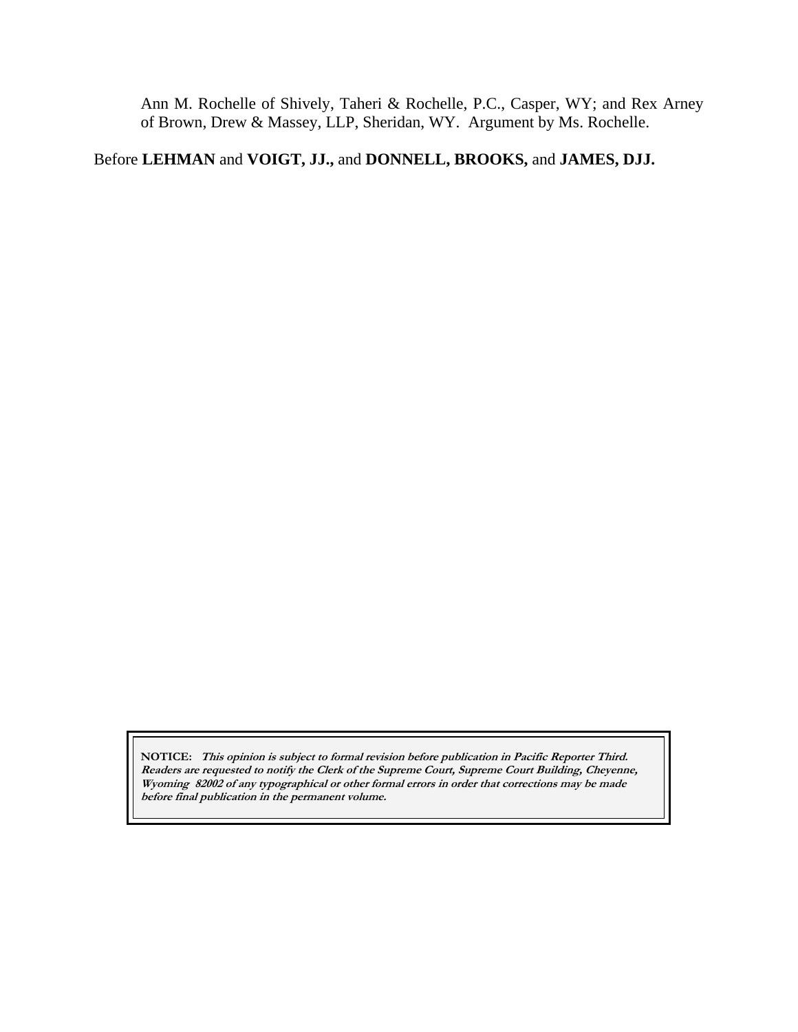Ann M. Rochelle of Shively, Taheri & Rochelle, P.C., Casper, WY; and Rex Arney of Brown, Drew & Massey, LLP, Sheridan, WY. Argument by Ms. Rochelle.

Before **LEHMAN** and **VOIGT, JJ.,** and **DONNELL, BROOKS,** and **JAMES, DJJ.**

**NOTICE:** ***This opinion is subject to formal revision before publication in Pacific Reporter Third. Readers are requested to notify the Clerk of the Supreme Court, Supreme Court Building, Cheyenne, Wyoming 82002 of any typographical or other formal errors in order that corrections may be made before final publication in the permanent volume.***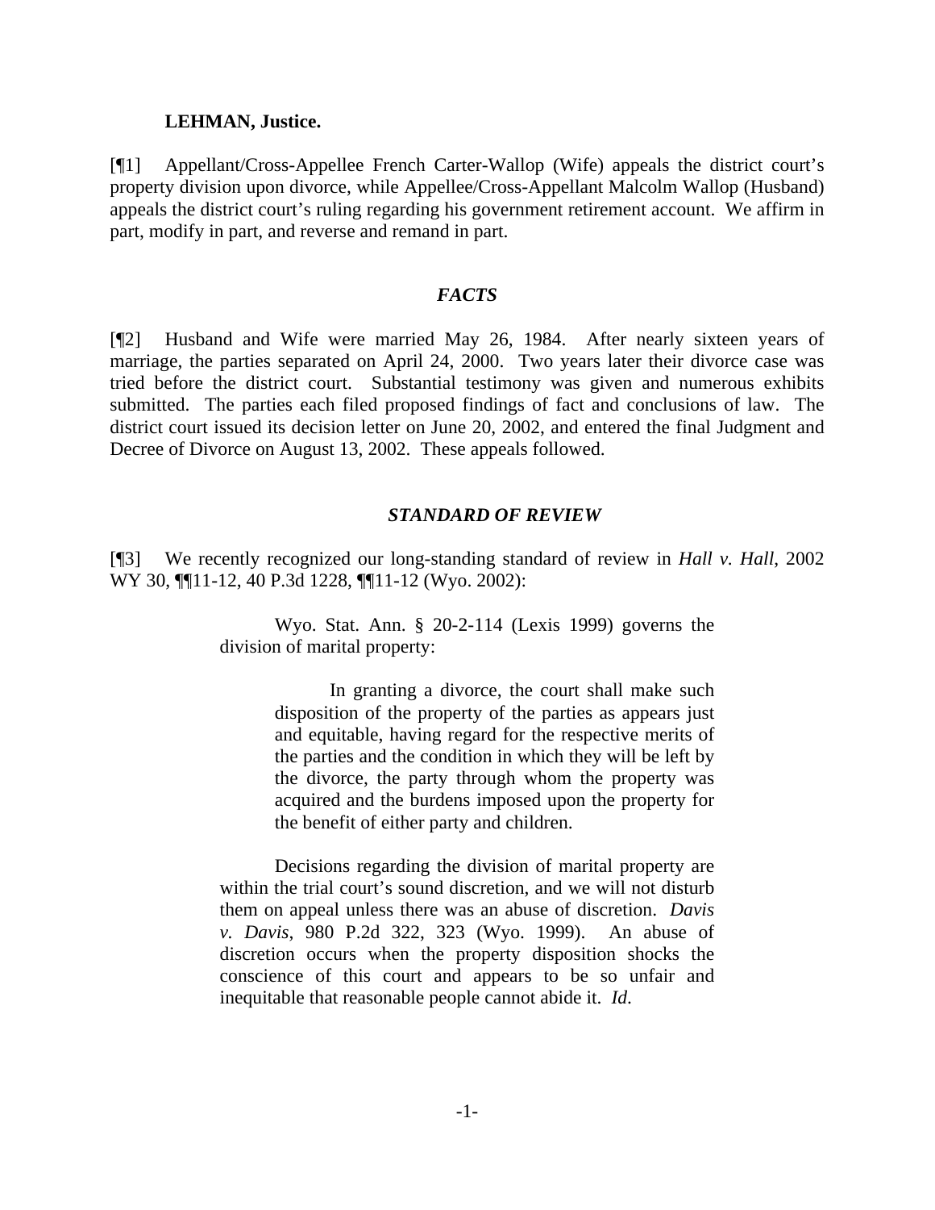**LEHMAN, Justice.**

[¶1] Appellant/Cross-Appellee French Carter-Wallop (Wife) appeals the district court's property division upon divorce, while Appellee/Cross-Appellant Malcolm Wallop (Husband) appeals the district court's ruling regarding his government retirement account. We affirm in part, modify in part, and reverse and remand in part.

## *FACTS*

[¶2] Husband and Wife were married May 26, 1984. After nearly sixteen years of marriage, the parties separated on April 24, 2000. Two years later their divorce case was tried before the district court. Substantial testimony was given and numerous exhibits submitted. The parties each filed proposed findings of fact and conclusions of law. The district court issued its decision letter on June 20, 2002, and entered the final Judgment and Decree of Divorce on August 13, 2002. These appeals followed.

## *STANDARD OF REVIEW*

[¶3] We recently recognized our long-standing standard of review in *Hall v. Hall*, 2002 WY 30, ¶¶11-12, 40 P.3d 1228, ¶¶11-12 (Wyo. 2002):

> Wyo. Stat. Ann. § 20-2-114 (Lexis 1999) governs the division of marital property:
>
> > In granting a divorce, the court shall make such disposition of the property of the parties as appears just and equitable, having regard for the respective merits of the parties and the condition in which they will be left by the divorce, the party through whom the property was acquired and the burdens imposed upon the property for the benefit of either party and children.
>
> Decisions regarding the division of marital property are within the trial court's sound discretion, and we will not disturb them on appeal unless there was an abuse of discretion. *Davis v. Davis*, 980 P.2d 322, 323 (Wyo. 1999). An abuse of discretion occurs when the property disposition shocks the conscience of this court and appears to be so unfair and inequitable that reasonable people cannot abide it. *Id*.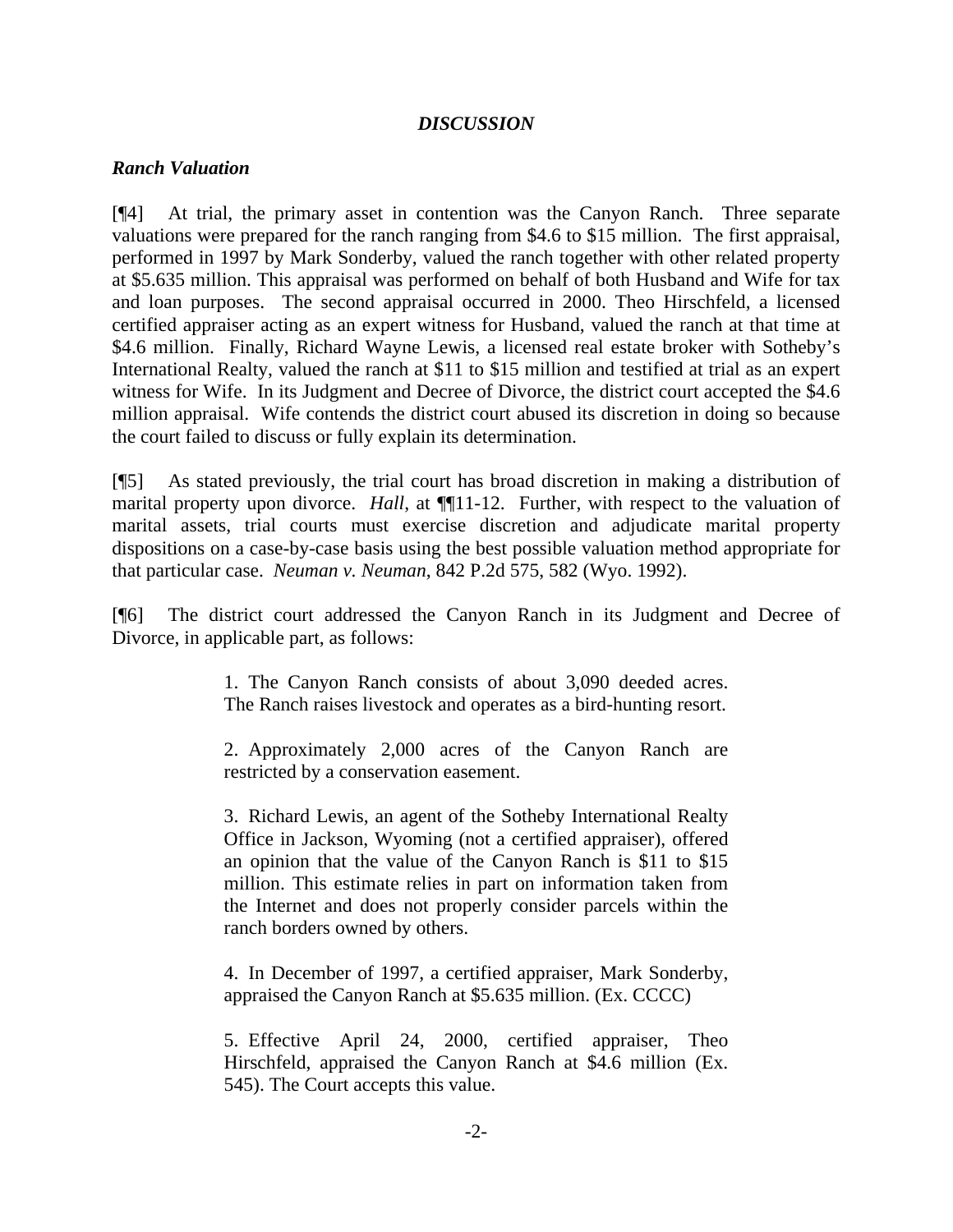### *DISCUSSION*

#### *Ranch Valuation*

[¶4] At trial, the primary asset in contention was the Canyon Ranch. Three separate valuations were prepared for the ranch ranging from $4.6 to $15 million. The first appraisal, performed in 1997 by Mark Sonderby, valued the ranch together with other related property at $5.635 million. This appraisal was performed on behalf of both Husband and Wife for tax and loan purposes. The second appraisal occurred in 2000. Theo Hirschfeld, a licensed certified appraiser acting as an expert witness for Husband, valued the ranch at that time at $4.6 million. Finally, Richard Wayne Lewis, a licensed real estate broker with Sotheby's International Realty, valued the ranch at $11 to $15 million and testified at trial as an expert witness for Wife. In its Judgment and Decree of Divorce, the district court accepted the $4.6 million appraisal. Wife contends the district court abused its discretion in doing so because the court failed to discuss or fully explain its determination.

[¶5] As stated previously, the trial court has broad discretion in making a distribution of marital property upon divorce. *Hall*, at ¶¶11-12. Further, with respect to the valuation of marital assets, trial courts must exercise discretion and adjudicate marital property dispositions on a case-by-case basis using the best possible valuation method appropriate for that particular case. *Neuman v. Neuman*, 842 P.2d 575, 582 (Wyo. 1992).

[¶6] The district court addressed the Canyon Ranch in its Judgment and Decree of Divorce, in applicable part, as follows:

> 1. The Canyon Ranch consists of about 3,090 deeded acres. The Ranch raises livestock and operates as a bird-hunting resort.
>
> 2. Approximately 2,000 acres of the Canyon Ranch are restricted by a conservation easement.
>
> 3. Richard Lewis, an agent of the Sotheby International Realty Office in Jackson, Wyoming (not a certified appraiser), offered an opinion that the value of the Canyon Ranch is $11 to $15 million. This estimate relies in part on information taken from the Internet and does not properly consider parcels within the ranch borders owned by others.
>
> 4. In December of 1997, a certified appraiser, Mark Sonderby, appraised the Canyon Ranch at $5.635 million. (Ex. CCCC)
>
> 5. Effective April 24, 2000, certified appraiser, Theo Hirschfeld, appraised the Canyon Ranch at $4.6 million (Ex. 545). The Court accepts this value.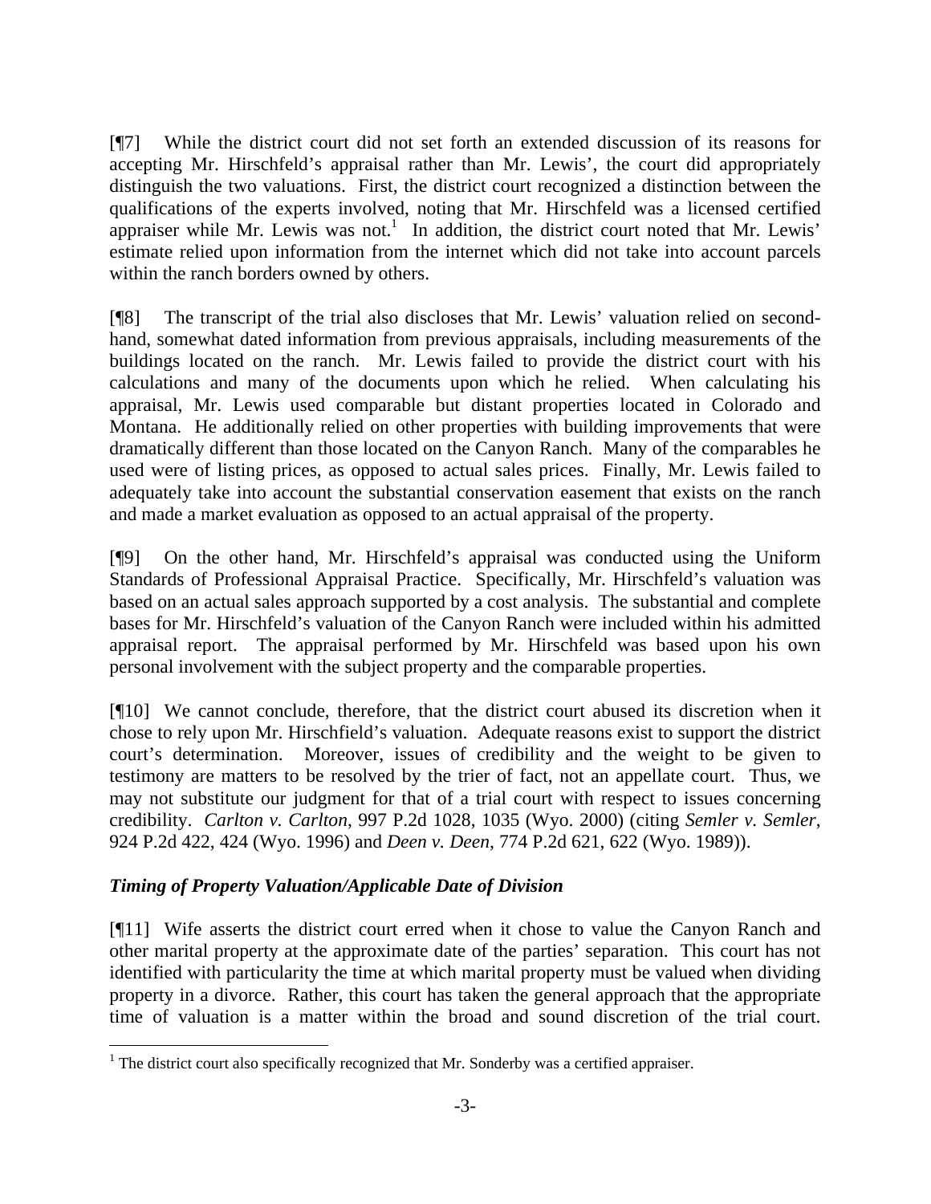[¶7] While the district court did not set forth an extended discussion of its reasons for accepting Mr. Hirschfeld's appraisal rather than Mr. Lewis', the court did appropriately distinguish the two valuations. First, the district court recognized a distinction between the qualifications of the experts involved, noting that Mr. Hirschfeld was a licensed certified appraiser while Mr. Lewis was not.[1] In addition, the district court noted that Mr. Lewis' estimate relied upon information from the internet which did not take into account parcels within the ranch borders owned by others.

[¶8] The transcript of the trial also discloses that Mr. Lewis' valuation relied on second-hand, somewhat dated information from previous appraisals, including measurements of the buildings located on the ranch. Mr. Lewis failed to provide the district court with his calculations and many of the documents upon which he relied. When calculating his appraisal, Mr. Lewis used comparable but distant properties located in Colorado and Montana. He additionally relied on other properties with building improvements that were dramatically different than those located on the Canyon Ranch. Many of the comparables he used were of listing prices, as opposed to actual sales prices. Finally, Mr. Lewis failed to adequately take into account the substantial conservation easement that exists on the ranch and made a market evaluation as opposed to an actual appraisal of the property.

[¶9] On the other hand, Mr. Hirschfeld's appraisal was conducted using the Uniform Standards of Professional Appraisal Practice. Specifically, Mr. Hirschfeld's valuation was based on an actual sales approach supported by a cost analysis. The substantial and complete bases for Mr. Hirschfeld's valuation of the Canyon Ranch were included within his admitted appraisal report. The appraisal performed by Mr. Hirschfeld was based upon his own personal involvement with the subject property and the comparable properties.

[¶10] We cannot conclude, therefore, that the district court abused its discretion when it chose to rely upon Mr. Hirschfield's valuation. Adequate reasons exist to support the district court's determination. Moreover, issues of credibility and the weight to be given to testimony are matters to be resolved by the trier of fact, not an appellate court. Thus, we may not substitute our judgment for that of a trial court with respect to issues concerning credibility. *Carlton v. Carlton*, 997 P.2d 1028, 1035 (Wyo. 2000) (citing *Semler v. Semler*, 924 P.2d 422, 424 (Wyo. 1996) and *Deen v. Deen*, 774 P.2d 621, 622 (Wyo. 1989)).

### *Timing of Property Valuation/Applicable Date of Division*

[¶11] Wife asserts the district court erred when it chose to value the Canyon Ranch and other marital property at the approximate date of the parties' separation. This court has not identified with particularity the time at which marital property must be valued when dividing property in a divorce. Rather, this court has taken the general approach that the appropriate time of valuation is a matter within the broad and sound discretion of the trial court.

[1] The district court also specifically recognized that Mr. Sonderby was a certified appraiser.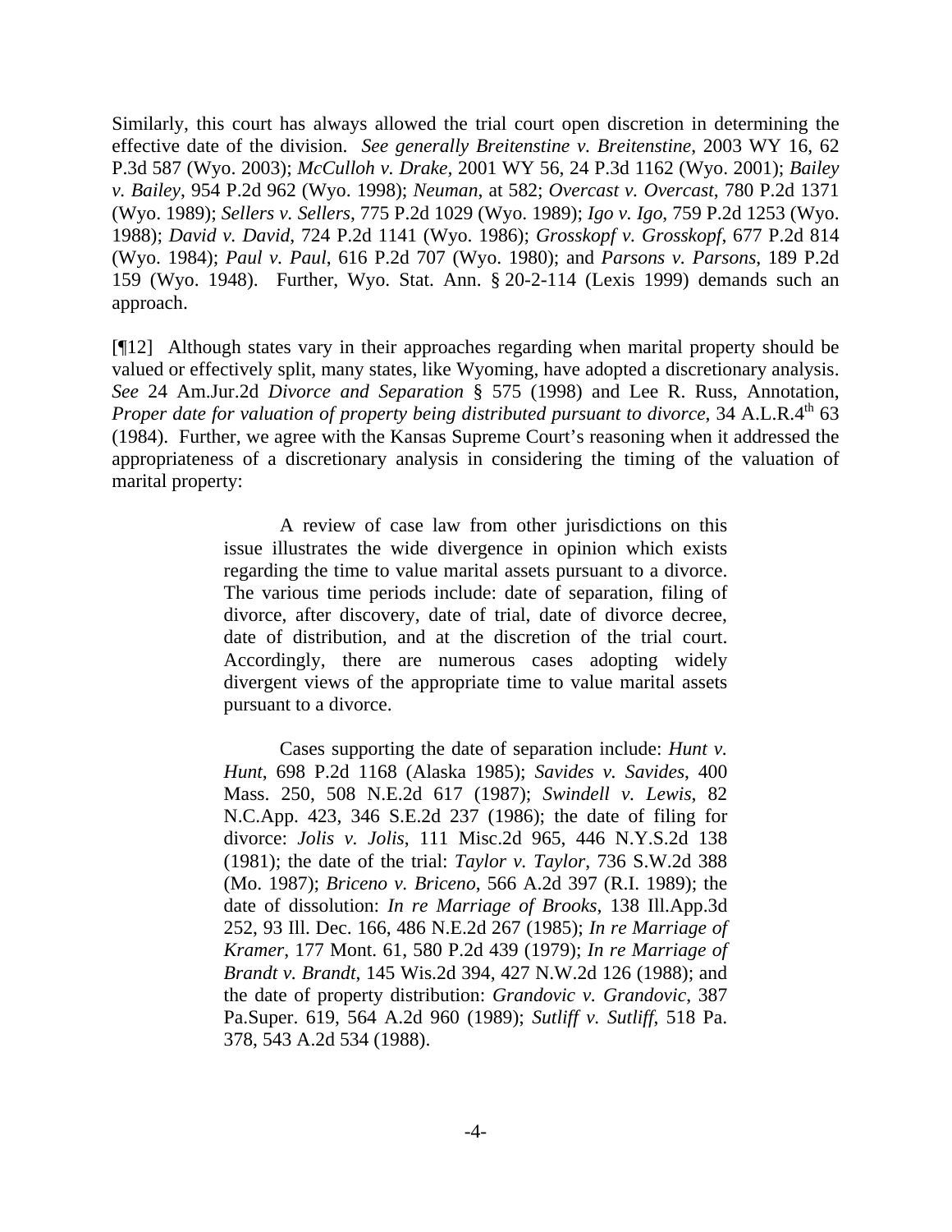Similarly, this court has always allowed the trial court open discretion in determining the effective date of the division. *See generally Breitenstine v. Breitenstine*, 2003 WY 16, 62 P.3d 587 (Wyo. 2003); *McCulloh v. Drake*, 2001 WY 56, 24 P.3d 1162 (Wyo. 2001); *Bailey v. Bailey*, 954 P.2d 962 (Wyo. 1998); *Neuman*, at 582; *Overcast v. Overcast*, 780 P.2d 1371 (Wyo. 1989); *Sellers v. Sellers*, 775 P.2d 1029 (Wyo. 1989); *Igo v. Igo*, 759 P.2d 1253 (Wyo. 1988); *David v. David*, 724 P.2d 1141 (Wyo. 1986); *Grosskopf v. Grosskopf*, 677 P.2d 814 (Wyo. 1984); *Paul v. Paul*, 616 P.2d 707 (Wyo. 1980); and *Parsons v. Parsons*, 189 P.2d 159 (Wyo. 1948). Further, Wyo. Stat. Ann. § 20-2-114 (Lexis 1999) demands such an approach.

[¶12] Although states vary in their approaches regarding when marital property should be valued or effectively split, many states, like Wyoming, have adopted a discretionary analysis. *See* 24 Am.Jur.2d *Divorce and Separation* § 575 (1998) and Lee R. Russ, Annotation, *Proper date for valuation of property being distributed pursuant to divorce*, 34 A.L.R.4th 63 (1984). Further, we agree with the Kansas Supreme Court's reasoning when it addressed the appropriateness of a discretionary analysis in considering the timing of the valuation of marital property:

> A review of case law from other jurisdictions on this issue illustrates the wide divergence in opinion which exists regarding the time to value marital assets pursuant to a divorce. The various time periods include: date of separation, filing of divorce, after discovery, date of trial, date of divorce decree, date of distribution, and at the discretion of the trial court. Accordingly, there are numerous cases adopting widely divergent views of the appropriate time to value marital assets pursuant to a divorce.
>
> Cases supporting the date of separation include: *Hunt v. Hunt*, 698 P.2d 1168 (Alaska 1985); *Savides v. Savides*, 400 Mass. 250, 508 N.E.2d 617 (1987); *Swindell v. Lewis*, 82 N.C.App. 423, 346 S.E.2d 237 (1986); the date of filing for divorce: *Jolis v. Jolis*, 111 Misc.2d 965, 446 N.Y.S.2d 138 (1981); the date of the trial: *Taylor v. Taylor*, 736 S.W.2d 388 (Mo. 1987); *Briceno v. Briceno*, 566 A.2d 397 (R.I. 1989); the date of dissolution: *In re Marriage of Brooks*, 138 Ill.App.3d 252, 93 Ill. Dec. 166, 486 N.E.2d 267 (1985); *In re Marriage of Kramer*, 177 Mont. 61, 580 P.2d 439 (1979); *In re Marriage of Brandt v. Brandt*, 145 Wis.2d 394, 427 N.W.2d 126 (1988); and the date of property distribution: *Grandovic v. Grandovic*, 387 Pa.Super. 619, 564 A.2d 960 (1989); *Sutliff v. Sutliff*, 518 Pa. 378, 543 A.2d 534 (1988).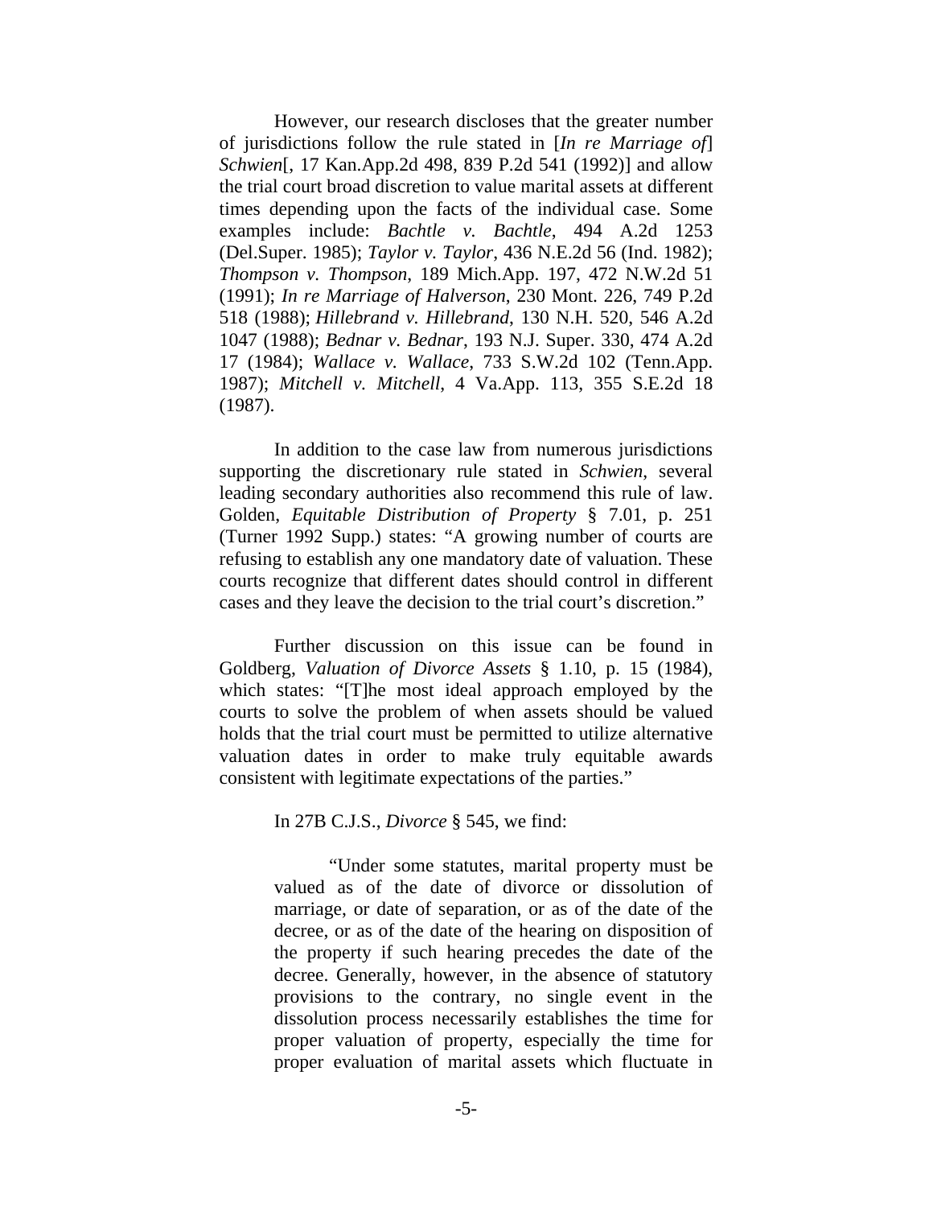However, our research discloses that the greater number of jurisdictions follow the rule stated in [*In re Marriage of*] *Schwien*[, 17 Kan.App.2d 498, 839 P.2d 541 (1992)] and allow the trial court broad discretion to value marital assets at different times depending upon the facts of the individual case. Some examples include: *Bachtle v. Bachtle*, 494 A.2d 1253 (Del.Super. 1985); *Taylor v. Taylor*, 436 N.E.2d 56 (Ind. 1982); *Thompson v. Thompson*, 189 Mich.App. 197, 472 N.W.2d 51 (1991); *In re Marriage of Halverson*, 230 Mont. 226, 749 P.2d 518 (1988); *Hillebrand v. Hillebrand*, 130 N.H. 520, 546 A.2d 1047 (1988); *Bednar v. Bednar*, 193 N.J. Super. 330, 474 A.2d 17 (1984); *Wallace v. Wallace*, 733 S.W.2d 102 (Tenn.App. 1987); *Mitchell v. Mitchell*, 4 Va.App. 113, 355 S.E.2d 18 (1987).

In addition to the case law from numerous jurisdictions supporting the discretionary rule stated in *Schwien*, several leading secondary authorities also recommend this rule of law. Golden, *Equitable Distribution of Property* § 7.01, p. 251 (Turner 1992 Supp.) states: "A growing number of courts are refusing to establish any one mandatory date of valuation. These courts recognize that different dates should control in different cases and they leave the decision to the trial court's discretion."

Further discussion on this issue can be found in Goldberg, *Valuation of Divorce Assets* § 1.10, p. 15 (1984), which states: "[T]he most ideal approach employed by the courts to solve the problem of when assets should be valued holds that the trial court must be permitted to utilize alternative valuation dates in order to make truly equitable awards consistent with legitimate expectations of the parties."

In 27B C.J.S., *Divorce* § 545, we find:

> "Under some statutes, marital property must be valued as of the date of divorce or dissolution of marriage, or date of separation, or as of the date of the decree, or as of the date of the hearing on disposition of the property if such hearing precedes the date of the decree. Generally, however, in the absence of statutory provisions to the contrary, no single event in the dissolution process necessarily establishes the time for proper valuation of property, especially the time for proper evaluation of marital assets which fluctuate in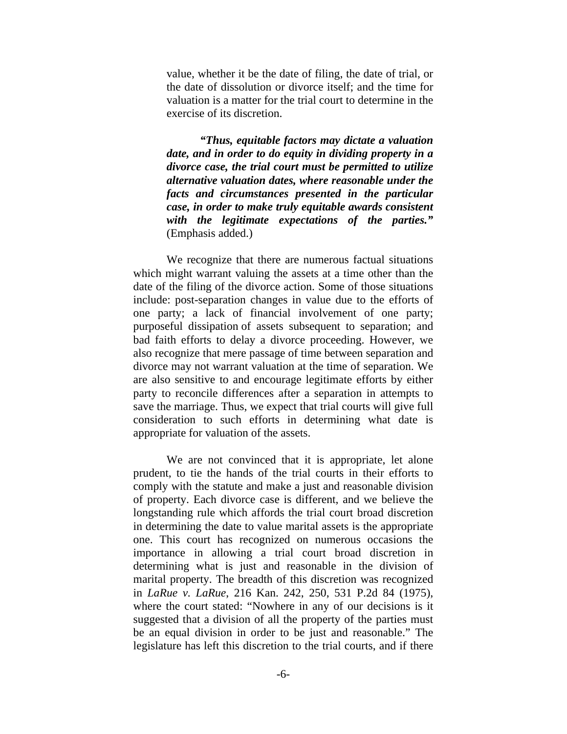> value, whether it be the date of filing, the date of trial, or the date of dissolution or divorce itself; and the time for valuation is a matter for the trial court to determine in the exercise of its discretion.
>
> ***"Thus, equitable factors may dictate a valuation date, and in order to do equity in dividing property in a divorce case, the trial court must be permitted to utilize alternative valuation dates, where reasonable under the facts and circumstances presented in the particular case, in order to make truly equitable awards consistent with the legitimate expectations of the parties."*** (Emphasis added.)

We recognize that there are numerous factual situations which might warrant valuing the assets at a time other than the date of the filing of the divorce action. Some of those situations include: post-separation changes in value due to the efforts of one party; a lack of financial involvement of one party; purposeful dissipation of assets subsequent to separation; and bad faith efforts to delay a divorce proceeding. However, we also recognize that mere passage of time between separation and divorce may not warrant valuation at the time of separation. We are also sensitive to and encourage legitimate efforts by either party to reconcile differences after a separation in attempts to save the marriage. Thus, we expect that trial courts will give full consideration to such efforts in determining what date is appropriate for valuation of the assets.

We are not convinced that it is appropriate, let alone prudent, to tie the hands of the trial courts in their efforts to comply with the statute and make a just and reasonable division of property. Each divorce case is different, and we believe the longstanding rule which affords the trial court broad discretion in determining the date to value marital assets is the appropriate one. This court has recognized on numerous occasions the importance in allowing a trial court broad discretion in determining what is just and reasonable in the division of marital property. The breadth of this discretion was recognized in *LaRue v. LaRue*, 216 Kan. 242, 250, 531 P.2d 84 (1975), where the court stated: "Nowhere in any of our decisions is it suggested that a division of all the property of the parties must be an equal division in order to be just and reasonable." The legislature has left this discretion to the trial courts, and if there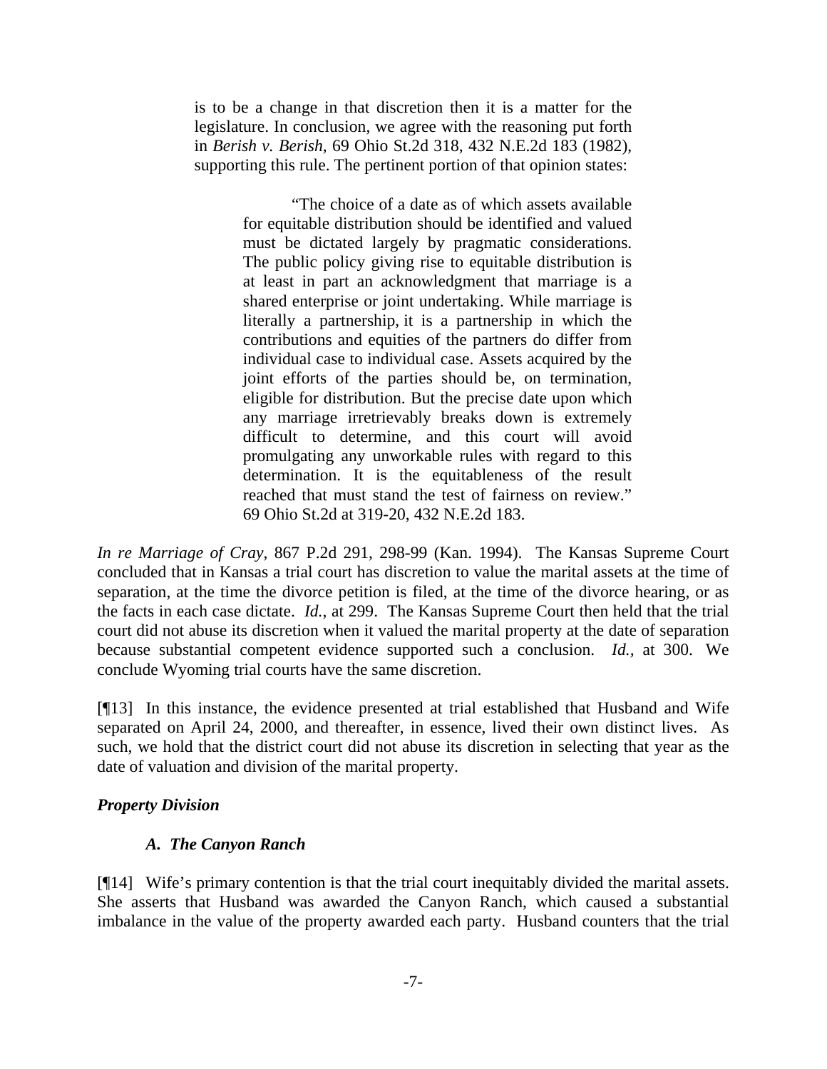> is to be a change in that discretion then it is a matter for the legislature. In conclusion, we agree with the reasoning put forth in *Berish v. Berish*, 69 Ohio St.2d 318, 432 N.E.2d 183 (1982), supporting this rule. The pertinent portion of that opinion states:
>
> > "The choice of a date as of which assets available for equitable distribution should be identified and valued must be dictated largely by pragmatic considerations. The public policy giving rise to equitable distribution is at least in part an acknowledgment that marriage is a shared enterprise or joint undertaking. While marriage is literally a partnership, it is a partnership in which the contributions and equities of the partners do differ from individual case to individual case. Assets acquired by the joint efforts of the parties should be, on termination, eligible for distribution. But the precise date upon which any marriage irretrievably breaks down is extremely difficult to determine, and this court will avoid promulgating any unworkable rules with regard to this determination. It is the equitableness of the result reached that must stand the test of fairness on review." 69 Ohio St.2d at 319-20, 432 N.E.2d 183.

*In re Marriage of Cray*, 867 P.2d 291, 298-99 (Kan. 1994). The Kansas Supreme Court concluded that in Kansas a trial court has discretion to value the marital assets at the time of separation, at the time the divorce petition is filed, at the time of the divorce hearing, or as the facts in each case dictate. *Id.*, at 299. The Kansas Supreme Court then held that the trial court did not abuse its discretion when it valued the marital property at the date of separation because substantial competent evidence supported such a conclusion. *Id.*, at 300. We conclude Wyoming trial courts have the same discretion.

[¶13] In this instance, the evidence presented at trial established that Husband and Wife separated on April 24, 2000, and thereafter, in essence, lived their own distinct lives. As such, we hold that the district court did not abuse its discretion in selecting that year as the date of valuation and division of the marital property.

***Property Division***

***A. The Canyon Ranch***

[¶14] Wife's primary contention is that the trial court inequitably divided the marital assets. She asserts that Husband was awarded the Canyon Ranch, which caused a substantial imbalance in the value of the property awarded each party. Husband counters that the trial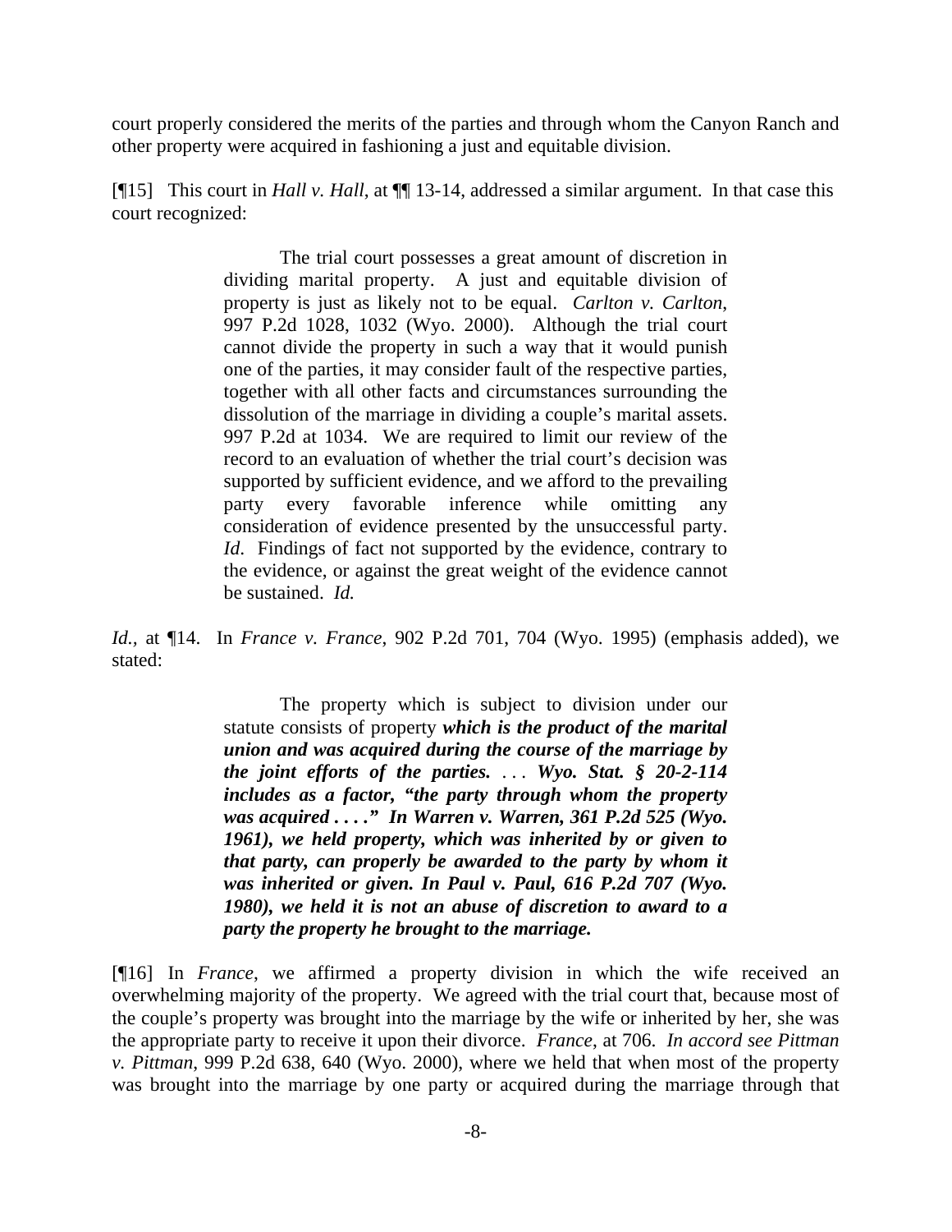court properly considered the merits of the parties and through whom the Canyon Ranch and other property were acquired in fashioning a just and equitable division.

[¶15] This court in *Hall v. Hall*, at ¶¶ 13-14, addressed a similar argument. In that case this court recognized:

> The trial court possesses a great amount of discretion in dividing marital property. A just and equitable division of property is just as likely not to be equal. *Carlton v. Carlton*, 997 P.2d 1028, 1032 (Wyo. 2000). Although the trial court cannot divide the property in such a way that it would punish one of the parties, it may consider fault of the respective parties, together with all other facts and circumstances surrounding the dissolution of the marriage in dividing a couple's marital assets. 997 P.2d at 1034. We are required to limit our review of the record to an evaluation of whether the trial court's decision was supported by sufficient evidence, and we afford to the prevailing party every favorable inference while omitting any consideration of evidence presented by the unsuccessful party. *Id*. Findings of fact not supported by the evidence, contrary to the evidence, or against the great weight of the evidence cannot be sustained. *Id.*

*Id.*, at ¶14. In *France v. France*, 902 P.2d 701, 704 (Wyo. 1995) (emphasis added), we stated:

> The property which is subject to division under our statute consists of property ***which is the product of the marital union and was acquired during the course of the marriage by the joint efforts of the parties.*** . . . ***Wyo. Stat. § 20-2-114 includes as a factor, "the party through whom the property was acquired . . . ." In Warren v. Warren, 361 P.2d 525 (Wyo. 1961), we held property, which was inherited by or given to that party, can properly be awarded to the party by whom it was inherited or given. In Paul v. Paul, 616 P.2d 707 (Wyo. 1980), we held it is not an abuse of discretion to award to a party the property he brought to the marriage.***

[¶16] In *France*, we affirmed a property division in which the wife received an overwhelming majority of the property. We agreed with the trial court that, because most of the couple's property was brought into the marriage by the wife or inherited by her, she was the appropriate party to receive it upon their divorce. *France*, at 706. *In accord see Pittman v. Pittman*, 999 P.2d 638, 640 (Wyo. 2000), where we held that when most of the property was brought into the marriage by one party or acquired during the marriage through that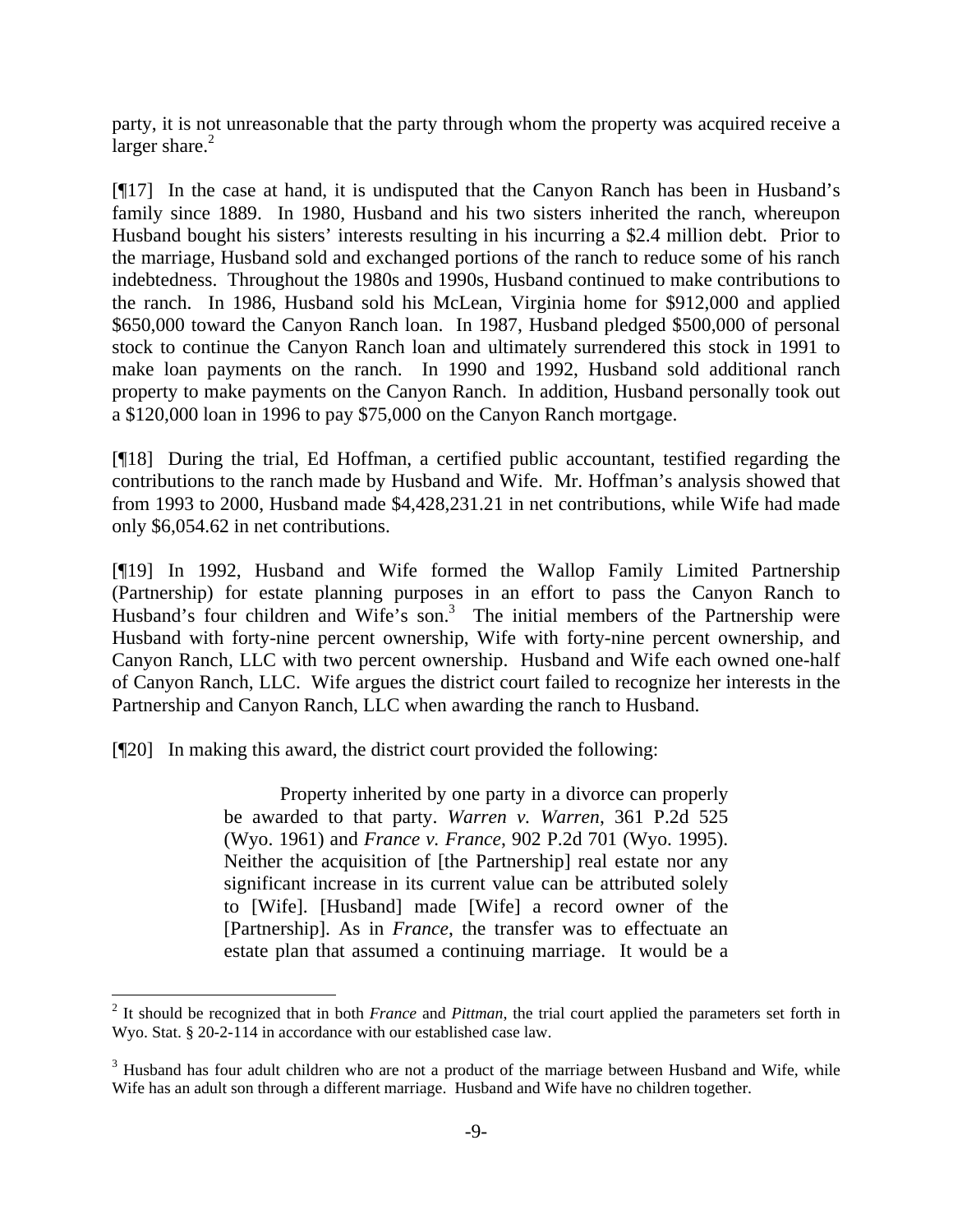party, it is not unreasonable that the party through whom the property was acquired receive a larger share.[2]

[¶17] In the case at hand, it is undisputed that the Canyon Ranch has been in Husband's family since 1889. In 1980, Husband and his two sisters inherited the ranch, whereupon Husband bought his sisters' interests resulting in his incurring a $2.4 million debt. Prior to the marriage, Husband sold and exchanged portions of the ranch to reduce some of his ranch indebtedness. Throughout the 1980s and 1990s, Husband continued to make contributions to the ranch. In 1986, Husband sold his McLean, Virginia home for $912,000 and applied $650,000 toward the Canyon Ranch loan. In 1987, Husband pledged $500,000 of personal stock to continue the Canyon Ranch loan and ultimately surrendered this stock in 1991 to make loan payments on the ranch. In 1990 and 1992, Husband sold additional ranch property to make payments on the Canyon Ranch. In addition, Husband personally took out a $120,000 loan in 1996 to pay $75,000 on the Canyon Ranch mortgage.

[¶18] During the trial, Ed Hoffman, a certified public accountant, testified regarding the contributions to the ranch made by Husband and Wife. Mr. Hoffman's analysis showed that from 1993 to 2000, Husband made $4,428,231.21 in net contributions, while Wife had made only $6,054.62 in net contributions.

[¶19] In 1992, Husband and Wife formed the Wallop Family Limited Partnership (Partnership) for estate planning purposes in an effort to pass the Canyon Ranch to Husband's four children and Wife's son.[3] The initial members of the Partnership were Husband with forty-nine percent ownership, Wife with forty-nine percent ownership, and Canyon Ranch, LLC with two percent ownership. Husband and Wife each owned one-half of Canyon Ranch, LLC. Wife argues the district court failed to recognize her interests in the Partnership and Canyon Ranch, LLC when awarding the ranch to Husband.

[¶20] In making this award, the district court provided the following:

> Property inherited by one party in a divorce can properly be awarded to that party. *Warren v. Warren*, 361 P.2d 525 (Wyo. 1961) and *France v. France*, 902 P.2d 701 (Wyo. 1995). Neither the acquisition of [the Partnership] real estate nor any significant increase in its current value can be attributed solely to [Wife]. [Husband] made [Wife] a record owner of the [Partnership]. As in *France*, the transfer was to effectuate an estate plan that assumed a continuing marriage. It would be a

---

[2] It should be recognized that in both *France* and *Pittman*, the trial court applied the parameters set forth in Wyo. Stat. § 20-2-114 in accordance with our established case law.

[3] Husband has four adult children who are not a product of the marriage between Husband and Wife, while Wife has an adult son through a different marriage. Husband and Wife have no children together.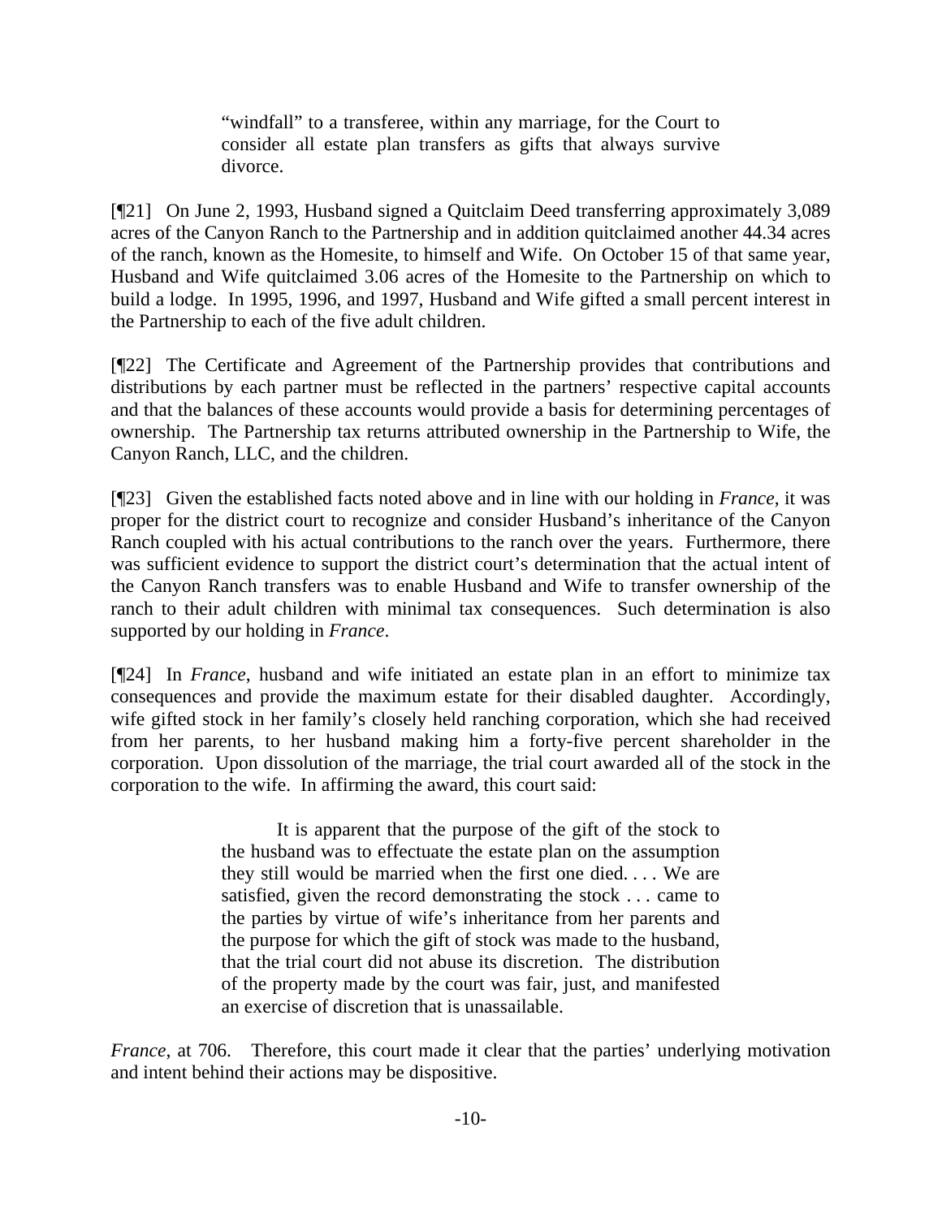> "windfall" to a transferee, within any marriage, for the Court to consider all estate plan transfers as gifts that always survive divorce.

[¶21] On June 2, 1993, Husband signed a Quitclaim Deed transferring approximately 3,089 acres of the Canyon Ranch to the Partnership and in addition quitclaimed another 44.34 acres of the ranch, known as the Homesite, to himself and Wife. On October 15 of that same year, Husband and Wife quitclaimed 3.06 acres of the Homesite to the Partnership on which to build a lodge. In 1995, 1996, and 1997, Husband and Wife gifted a small percent interest in the Partnership to each of the five adult children.

[¶22] The Certificate and Agreement of the Partnership provides that contributions and distributions by each partner must be reflected in the partners' respective capital accounts and that the balances of these accounts would provide a basis for determining percentages of ownership. The Partnership tax returns attributed ownership in the Partnership to Wife, the Canyon Ranch, LLC, and the children.

[¶23] Given the established facts noted above and in line with our holding in *France*, it was proper for the district court to recognize and consider Husband's inheritance of the Canyon Ranch coupled with his actual contributions to the ranch over the years. Furthermore, there was sufficient evidence to support the district court's determination that the actual intent of the Canyon Ranch transfers was to enable Husband and Wife to transfer ownership of the ranch to their adult children with minimal tax consequences. Such determination is also supported by our holding in *France*.

[¶24] In *France*, husband and wife initiated an estate plan in an effort to minimize tax consequences and provide the maximum estate for their disabled daughter. Accordingly, wife gifted stock in her family's closely held ranching corporation, which she had received from her parents, to her husband making him a forty-five percent shareholder in the corporation. Upon dissolution of the marriage, the trial court awarded all of the stock in the corporation to the wife. In affirming the award, this court said:

> It is apparent that the purpose of the gift of the stock to the husband was to effectuate the estate plan on the assumption they still would be married when the first one died. . . . We are satisfied, given the record demonstrating the stock . . . came to the parties by virtue of wife's inheritance from her parents and the purpose for which the gift of stock was made to the husband, that the trial court did not abuse its discretion. The distribution of the property made by the court was fair, just, and manifested an exercise of discretion that is unassailable.

*France*, at 706. Therefore, this court made it clear that the parties' underlying motivation and intent behind their actions may be dispositive.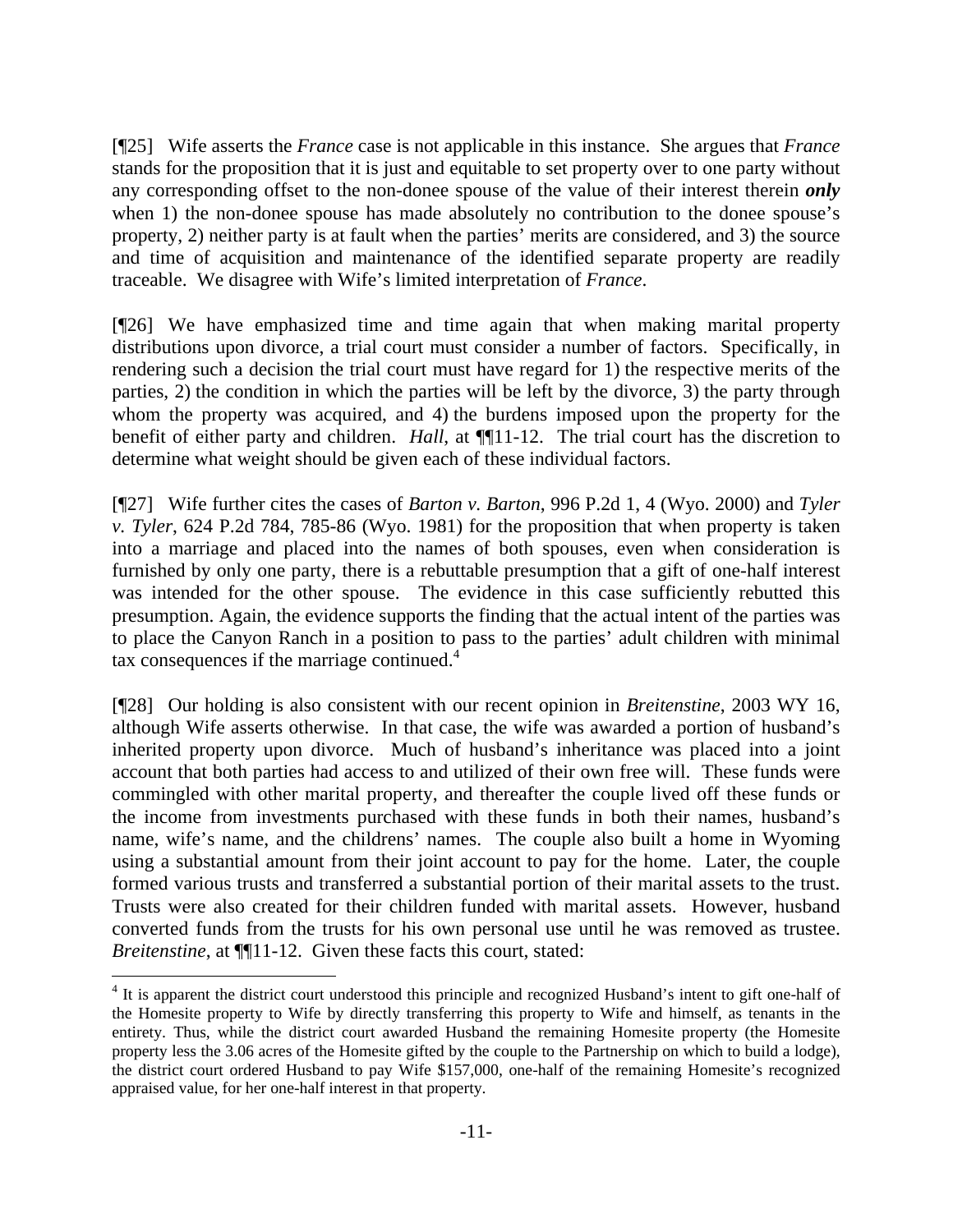[¶25] Wife asserts the *France* case is not applicable in this instance. She argues that *France* stands for the proposition that it is just and equitable to set property over to one party without any corresponding offset to the non-donee spouse of the value of their interest therein ***only*** when 1) the non-donee spouse has made absolutely no contribution to the donee spouse's property, 2) neither party is at fault when the parties' merits are considered, and 3) the source and time of acquisition and maintenance of the identified separate property are readily traceable. We disagree with Wife's limited interpretation of *France*.

[¶26] We have emphasized time and time again that when making marital property distributions upon divorce, a trial court must consider a number of factors. Specifically, in rendering such a decision the trial court must have regard for 1) the respective merits of the parties, 2) the condition in which the parties will be left by the divorce, 3) the party through whom the property was acquired, and 4) the burdens imposed upon the property for the benefit of either party and children. *Hall*, at ¶¶11-12. The trial court has the discretion to determine what weight should be given each of these individual factors.

[¶27] Wife further cites the cases of *Barton v. Barton*, 996 P.2d 1, 4 (Wyo. 2000) and *Tyler v. Tyler*, 624 P.2d 784, 785-86 (Wyo. 1981) for the proposition that when property is taken into a marriage and placed into the names of both spouses, even when consideration is furnished by only one party, there is a rebuttable presumption that a gift of one-half interest was intended for the other spouse. The evidence in this case sufficiently rebutted this presumption. Again, the evidence supports the finding that the actual intent of the parties was to place the Canyon Ranch in a position to pass to the parties' adult children with minimal tax consequences if the marriage continued.[4]

[¶28] Our holding is also consistent with our recent opinion in *Breitenstine*, 2003 WY 16, although Wife asserts otherwise. In that case, the wife was awarded a portion of husband's inherited property upon divorce. Much of husband's inheritance was placed into a joint account that both parties had access to and utilized of their own free will. These funds were commingled with other marital property, and thereafter the couple lived off these funds or the income from investments purchased with these funds in both their names, husband's name, wife's name, and the childrens' names. The couple also built a home in Wyoming using a substantial amount from their joint account to pay for the home. Later, the couple formed various trusts and transferred a substantial portion of their marital assets to the trust. Trusts were also created for their children funded with marital assets. However, husband converted funds from the trusts for his own personal use until he was removed as trustee. *Breitenstine*, at ¶¶11-12. Given these facts this court, stated:

---

[4] It is apparent the district court understood this principle and recognized Husband's intent to gift one-half of the Homesite property to Wife by directly transferring this property to Wife and himself, as tenants in the entirety. Thus, while the district court awarded Husband the remaining Homesite property (the Homesite property less the 3.06 acres of the Homesite gifted by the couple to the Partnership on which to build a lodge), the district court ordered Husband to pay Wife $157,000, one-half of the remaining Homesite's recognized appraised value, for her one-half interest in that property.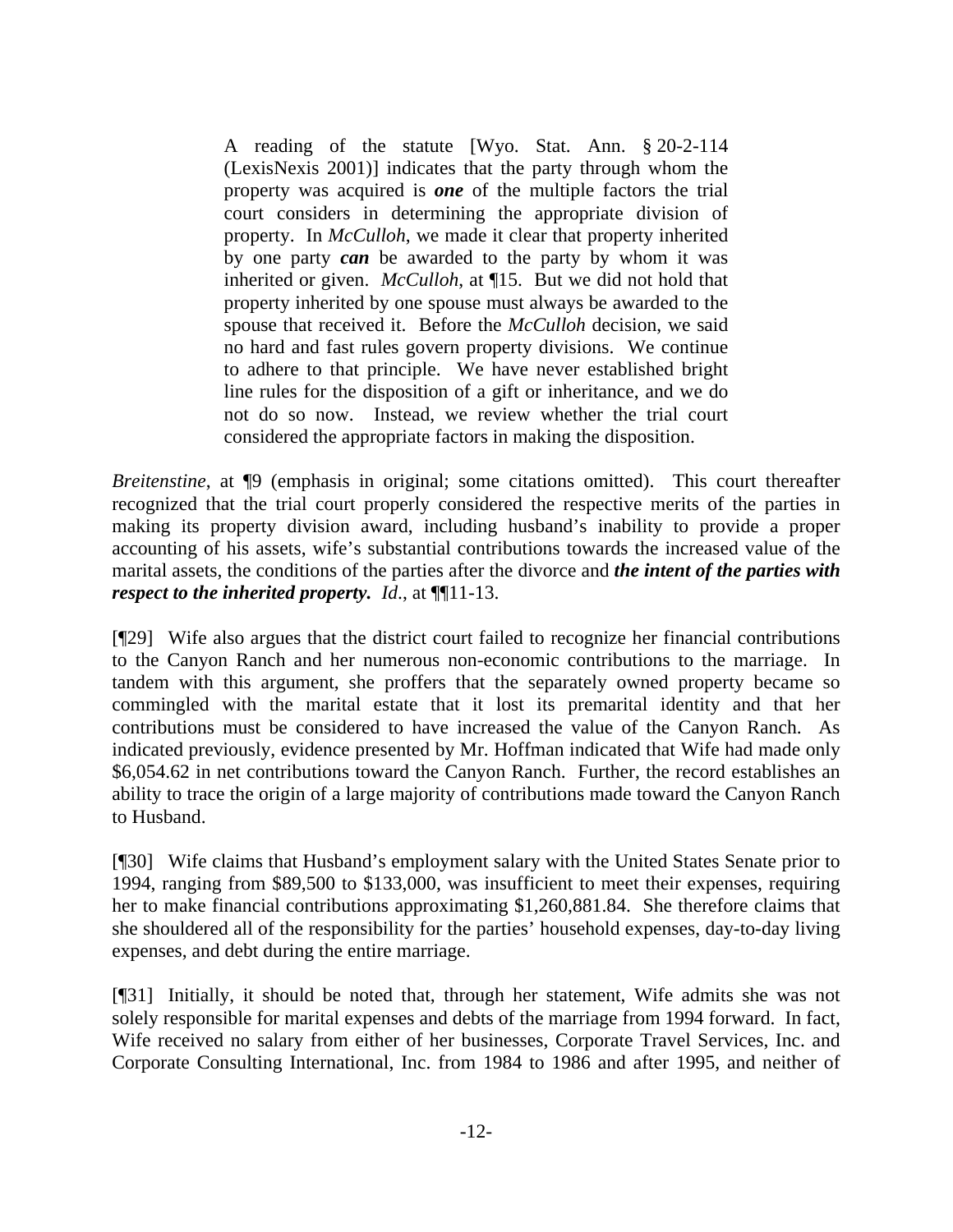> A reading of the statute [Wyo. Stat. Ann. § 20-2-114 (LexisNexis 2001)] indicates that the party through whom the property was acquired is ***one*** of the multiple factors the trial court considers in determining the appropriate division of property. In *McCulloh*, we made it clear that property inherited by one party ***can*** be awarded to the party by whom it was inherited or given. *McCulloh*, at ¶15. But we did not hold that property inherited by one spouse must always be awarded to the spouse that received it. Before the *McCulloh* decision, we said no hard and fast rules govern property divisions. We continue to adhere to that principle. We have never established bright line rules for the disposition of a gift or inheritance, and we do not do so now. Instead, we review whether the trial court considered the appropriate factors in making the disposition.

*Breitenstine*, at ¶9 (emphasis in original; some citations omitted). This court thereafter recognized that the trial court properly considered the respective merits of the parties in making its property division award, including husband's inability to provide a proper accounting of his assets, wife's substantial contributions towards the increased value of the marital assets, the conditions of the parties after the divorce and ***the intent of the parties with respect to the inherited property.*** *Id*., at ¶¶11-13.

[¶29] Wife also argues that the district court failed to recognize her financial contributions to the Canyon Ranch and her numerous non-economic contributions to the marriage. In tandem with this argument, she proffers that the separately owned property became so commingled with the marital estate that it lost its premarital identity and that her contributions must be considered to have increased the value of the Canyon Ranch. As indicated previously, evidence presented by Mr. Hoffman indicated that Wife had made only $6,054.62 in net contributions toward the Canyon Ranch. Further, the record establishes an ability to trace the origin of a large majority of contributions made toward the Canyon Ranch to Husband.

[¶30] Wife claims that Husband's employment salary with the United States Senate prior to 1994, ranging from $89,500 to $133,000, was insufficient to meet their expenses, requiring her to make financial contributions approximating $1,260,881.84. She therefore claims that she shouldered all of the responsibility for the parties' household expenses, day-to-day living expenses, and debt during the entire marriage.

[¶31] Initially, it should be noted that, through her statement, Wife admits she was not solely responsible for marital expenses and debts of the marriage from 1994 forward. In fact, Wife received no salary from either of her businesses, Corporate Travel Services, Inc. and Corporate Consulting International, Inc. from 1984 to 1986 and after 1995, and neither of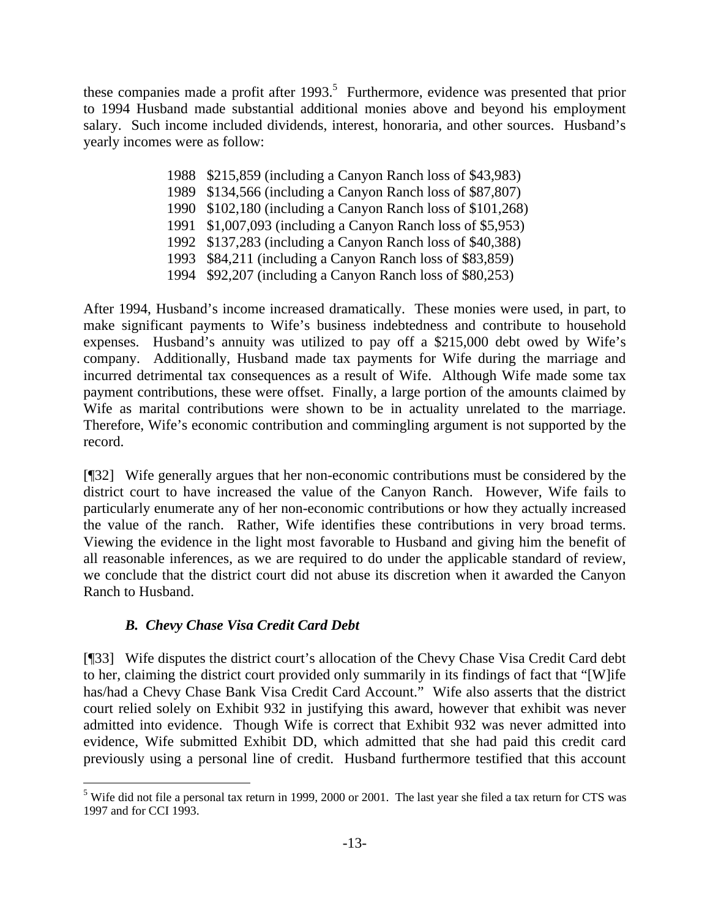these companies made a profit after 1993.[5] Furthermore, evidence was presented that prior to 1994 Husband made substantial additional monies above and beyond his employment salary. Such income included dividends, interest, honoraria, and other sources. Husband's yearly incomes were as follow:

1988 $215,859 (including a Canyon Ranch loss of $43,983)
1989 $134,566 (including a Canyon Ranch loss of $87,807)
1990 $102,180 (including a Canyon Ranch loss of $101,268)
1991 $1,007,093 (including a Canyon Ranch loss of $5,953)
1992 $137,283 (including a Canyon Ranch loss of $40,388)
1993 $84,211 (including a Canyon Ranch loss of $83,859)
1994 $92,207 (including a Canyon Ranch loss of $80,253)

After 1994, Husband's income increased dramatically. These monies were used, in part, to make significant payments to Wife's business indebtedness and contribute to household expenses. Husband's annuity was utilized to pay off a $215,000 debt owed by Wife's company. Additionally, Husband made tax payments for Wife during the marriage and incurred detrimental tax consequences as a result of Wife. Although Wife made some tax payment contributions, these were offset. Finally, a large portion of the amounts claimed by Wife as marital contributions were shown to be in actuality unrelated to the marriage. Therefore, Wife's economic contribution and commingling argument is not supported by the record.

[¶32] Wife generally argues that her non-economic contributions must be considered by the district court to have increased the value of the Canyon Ranch. However, Wife fails to particularly enumerate any of her non-economic contributions or how they actually increased the value of the ranch. Rather, Wife identifies these contributions in very broad terms. Viewing the evidence in the light most favorable to Husband and giving him the benefit of all reasonable inferences, as we are required to do under the applicable standard of review, we conclude that the district court did not abuse its discretion when it awarded the Canyon Ranch to Husband.

### *B. Chevy Chase Visa Credit Card Debt*

[¶33] Wife disputes the district court's allocation of the Chevy Chase Visa Credit Card debt to her, claiming the district court provided only summarily in its findings of fact that "[W]ife has/had a Chevy Chase Bank Visa Credit Card Account." Wife also asserts that the district court relied solely on Exhibit 932 in justifying this award, however that exhibit was never admitted into evidence. Though Wife is correct that Exhibit 932 was never admitted into evidence, Wife submitted Exhibit DD, which admitted that she had paid this credit card previously using a personal line of credit. Husband furthermore testified that this account

---

[5] Wife did not file a personal tax return in 1999, 2000 or 2001. The last year she filed a tax return for CTS was 1997 and for CCI 1993.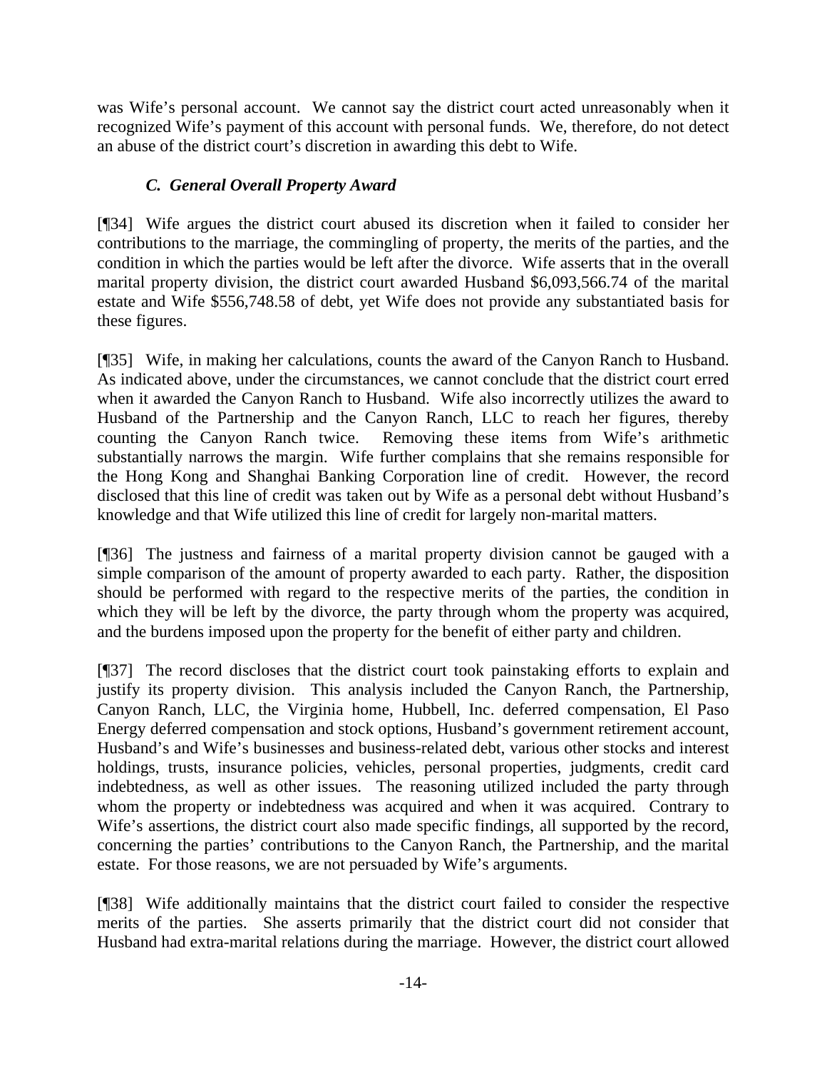was Wife's personal account. We cannot say the district court acted unreasonably when it recognized Wife's payment of this account with personal funds. We, therefore, do not detect an abuse of the district court's discretion in awarding this debt to Wife.

### *C. General Overall Property Award*

[¶34] Wife argues the district court abused its discretion when it failed to consider her contributions to the marriage, the commingling of property, the merits of the parties, and the condition in which the parties would be left after the divorce. Wife asserts that in the overall marital property division, the district court awarded Husband $6,093,566.74 of the marital estate and Wife $556,748.58 of debt, yet Wife does not provide any substantiated basis for these figures.

[¶35] Wife, in making her calculations, counts the award of the Canyon Ranch to Husband. As indicated above, under the circumstances, we cannot conclude that the district court erred when it awarded the Canyon Ranch to Husband. Wife also incorrectly utilizes the award to Husband of the Partnership and the Canyon Ranch, LLC to reach her figures, thereby counting the Canyon Ranch twice. Removing these items from Wife's arithmetic substantially narrows the margin. Wife further complains that she remains responsible for the Hong Kong and Shanghai Banking Corporation line of credit. However, the record disclosed that this line of credit was taken out by Wife as a personal debt without Husband's knowledge and that Wife utilized this line of credit for largely non-marital matters.

[¶36] The justness and fairness of a marital property division cannot be gauged with a simple comparison of the amount of property awarded to each party. Rather, the disposition should be performed with regard to the respective merits of the parties, the condition in which they will be left by the divorce, the party through whom the property was acquired, and the burdens imposed upon the property for the benefit of either party and children.

[¶37] The record discloses that the district court took painstaking efforts to explain and justify its property division. This analysis included the Canyon Ranch, the Partnership, Canyon Ranch, LLC, the Virginia home, Hubbell, Inc. deferred compensation, El Paso Energy deferred compensation and stock options, Husband's government retirement account, Husband's and Wife's businesses and business-related debt, various other stocks and interest holdings, trusts, insurance policies, vehicles, personal properties, judgments, credit card indebtedness, as well as other issues. The reasoning utilized included the party through whom the property or indebtedness was acquired and when it was acquired. Contrary to Wife's assertions, the district court also made specific findings, all supported by the record, concerning the parties' contributions to the Canyon Ranch, the Partnership, and the marital estate. For those reasons, we are not persuaded by Wife's arguments.

[¶38] Wife additionally maintains that the district court failed to consider the respective merits of the parties. She asserts primarily that the district court did not consider that Husband had extra-marital relations during the marriage. However, the district court allowed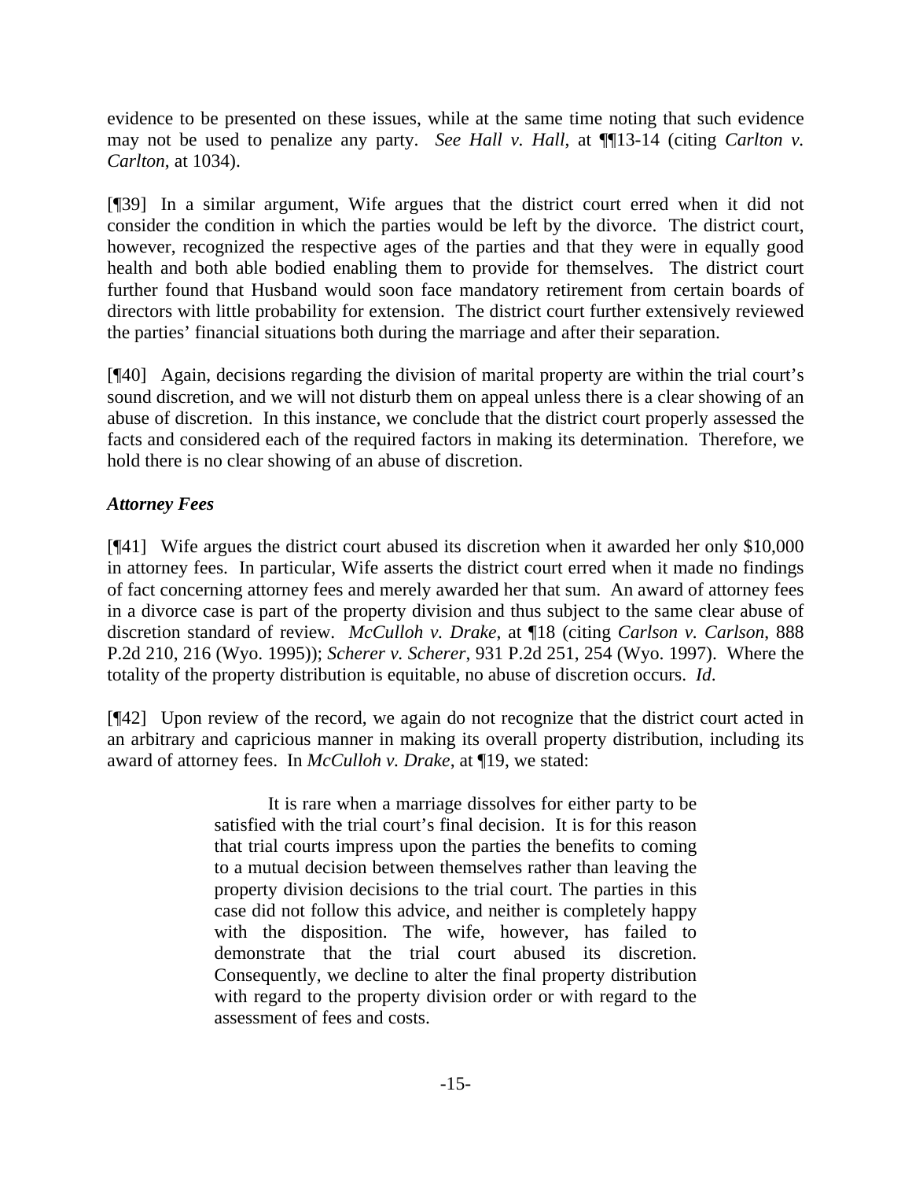evidence to be presented on these issues, while at the same time noting that such evidence may not be used to penalize any party. *See Hall v. Hall*, at ¶¶13-14 (citing *Carlton v. Carlton*, at 1034).

[¶39] In a similar argument, Wife argues that the district court erred when it did not consider the condition in which the parties would be left by the divorce. The district court, however, recognized the respective ages of the parties and that they were in equally good health and both able bodied enabling them to provide for themselves. The district court further found that Husband would soon face mandatory retirement from certain boards of directors with little probability for extension. The district court further extensively reviewed the parties' financial situations both during the marriage and after their separation.

[¶40] Again, decisions regarding the division of marital property are within the trial court's sound discretion, and we will not disturb them on appeal unless there is a clear showing of an abuse of discretion. In this instance, we conclude that the district court properly assessed the facts and considered each of the required factors in making its determination. Therefore, we hold there is no clear showing of an abuse of discretion.

***Attorney Fees***

[¶41] Wife argues the district court abused its discretion when it awarded her only $10,000 in attorney fees. In particular, Wife asserts the district court erred when it made no findings of fact concerning attorney fees and merely awarded her that sum. An award of attorney fees in a divorce case is part of the property division and thus subject to the same clear abuse of discretion standard of review. *McCulloh v. Drake*, at ¶18 (citing *Carlson v. Carlson*, 888 P.2d 210, 216 (Wyo. 1995)); *Scherer v. Scherer*, 931 P.2d 251, 254 (Wyo. 1997). Where the totality of the property distribution is equitable, no abuse of discretion occurs. *Id*.

[¶42] Upon review of the record, we again do not recognize that the district court acted in an arbitrary and capricious manner in making its overall property distribution, including its award of attorney fees. In *McCulloh v. Drake*, at ¶19, we stated:

> It is rare when a marriage dissolves for either party to be satisfied with the trial court's final decision. It is for this reason that trial courts impress upon the parties the benefits to coming to a mutual decision between themselves rather than leaving the property division decisions to the trial court. The parties in this case did not follow this advice, and neither is completely happy with the disposition. The wife, however, has failed to demonstrate that the trial court abused its discretion. Consequently, we decline to alter the final property distribution with regard to the property division order or with regard to the assessment of fees and costs.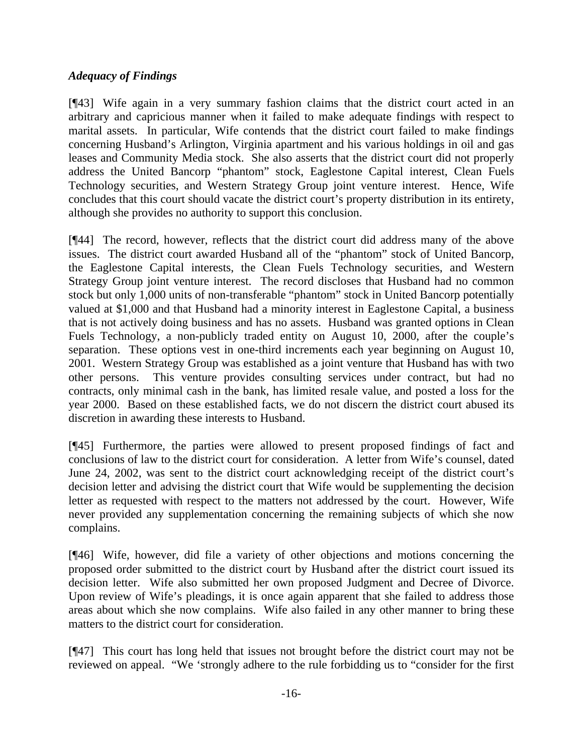*Adequacy of Findings*

[¶43] Wife again in a very summary fashion claims that the district court acted in an arbitrary and capricious manner when it failed to make adequate findings with respect to marital assets. In particular, Wife contends that the district court failed to make findings concerning Husband's Arlington, Virginia apartment and his various holdings in oil and gas leases and Community Media stock. She also asserts that the district court did not properly address the United Bancorp "phantom" stock, Eaglestone Capital interest, Clean Fuels Technology securities, and Western Strategy Group joint venture interest. Hence, Wife concludes that this court should vacate the district court's property distribution in its entirety, although she provides no authority to support this conclusion.

[¶44] The record, however, reflects that the district court did address many of the above issues. The district court awarded Husband all of the "phantom" stock of United Bancorp, the Eaglestone Capital interests, the Clean Fuels Technology securities, and Western Strategy Group joint venture interest. The record discloses that Husband had no common stock but only 1,000 units of non-transferable "phantom" stock in United Bancorp potentially valued at $1,000 and that Husband had a minority interest in Eaglestone Capital, a business that is not actively doing business and has no assets. Husband was granted options in Clean Fuels Technology, a non-publicly traded entity on August 10, 2000, after the couple's separation. These options vest in one-third increments each year beginning on August 10, 2001. Western Strategy Group was established as a joint venture that Husband has with two other persons. This venture provides consulting services under contract, but had no contracts, only minimal cash in the bank, has limited resale value, and posted a loss for the year 2000. Based on these established facts, we do not discern the district court abused its discretion in awarding these interests to Husband.

[¶45] Furthermore, the parties were allowed to present proposed findings of fact and conclusions of law to the district court for consideration. A letter from Wife's counsel, dated June 24, 2002, was sent to the district court acknowledging receipt of the district court's decision letter and advising the district court that Wife would be supplementing the decision letter as requested with respect to the matters not addressed by the court. However, Wife never provided any supplementation concerning the remaining subjects of which she now complains.

[¶46] Wife, however, did file a variety of other objections and motions concerning the proposed order submitted to the district court by Husband after the district court issued its decision letter. Wife also submitted her own proposed Judgment and Decree of Divorce. Upon review of Wife's pleadings, it is once again apparent that she failed to address those areas about which she now complains. Wife also failed in any other manner to bring these matters to the district court for consideration.

[¶47] This court has long held that issues not brought before the district court may not be reviewed on appeal. "We 'strongly adhere to the rule forbidding us to "consider for the first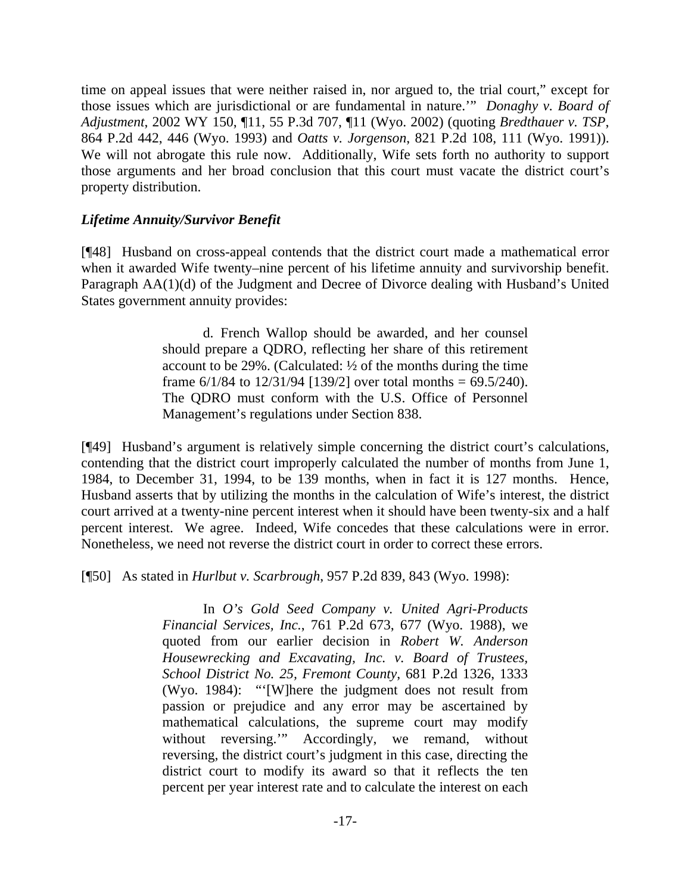time on appeal issues that were neither raised in, nor argued to, the trial court," except for those issues which are jurisdictional or are fundamental in nature.'" *Donaghy v. Board of Adjustment*, 2002 WY 150, ¶11, 55 P.3d 707, ¶11 (Wyo. 2002) (quoting *Bredthauer v. TSP*, 864 P.2d 442, 446 (Wyo. 1993) and *Oatts v. Jorgenson*, 821 P.2d 108, 111 (Wyo. 1991)). We will not abrogate this rule now. Additionally, Wife sets forth no authority to support those arguments and her broad conclusion that this court must vacate the district court's property distribution.

***Lifetime Annuity/Survivor Benefit***

[¶48] Husband on cross-appeal contends that the district court made a mathematical error when it awarded Wife twenty–nine percent of his lifetime annuity and survivorship benefit. Paragraph AA(1)(d) of the Judgment and Decree of Divorce dealing with Husband's United States government annuity provides:

> d. French Wallop should be awarded, and her counsel should prepare a QDRO, reflecting her share of this retirement account to be 29%. (Calculated: ½ of the months during the time frame 6/1/84 to 12/31/94 [139/2] over total months = 69.5/240). The QDRO must conform with the U.S. Office of Personnel Management's regulations under Section 838.

[¶49] Husband's argument is relatively simple concerning the district court's calculations, contending that the district court improperly calculated the number of months from June 1, 1984, to December 31, 1994, to be 139 months, when in fact it is 127 months. Hence, Husband asserts that by utilizing the months in the calculation of Wife's interest, the district court arrived at a twenty-nine percent interest when it should have been twenty-six and a half percent interest. We agree. Indeed, Wife concedes that these calculations were in error. Nonetheless, we need not reverse the district court in order to correct these errors.

[¶50] As stated in *Hurlbut v. Scarbrough*, 957 P.2d 839, 843 (Wyo. 1998):

> In *O's Gold Seed Company v. United Agri-Products Financial Services, Inc.*, 761 P.2d 673, 677 (Wyo. 1988), we quoted from our earlier decision in *Robert W. Anderson Housewrecking and Excavating, Inc. v. Board of Trustees, School District No. 25, Fremont County*, 681 P.2d 1326, 1333 (Wyo. 1984): "'[W]here the judgment does not result from passion or prejudice and any error may be ascertained by mathematical calculations, the supreme court may modify without reversing.'" Accordingly, we remand, without reversing, the district court's judgment in this case, directing the district court to modify its award so that it reflects the ten percent per year interest rate and to calculate the interest on each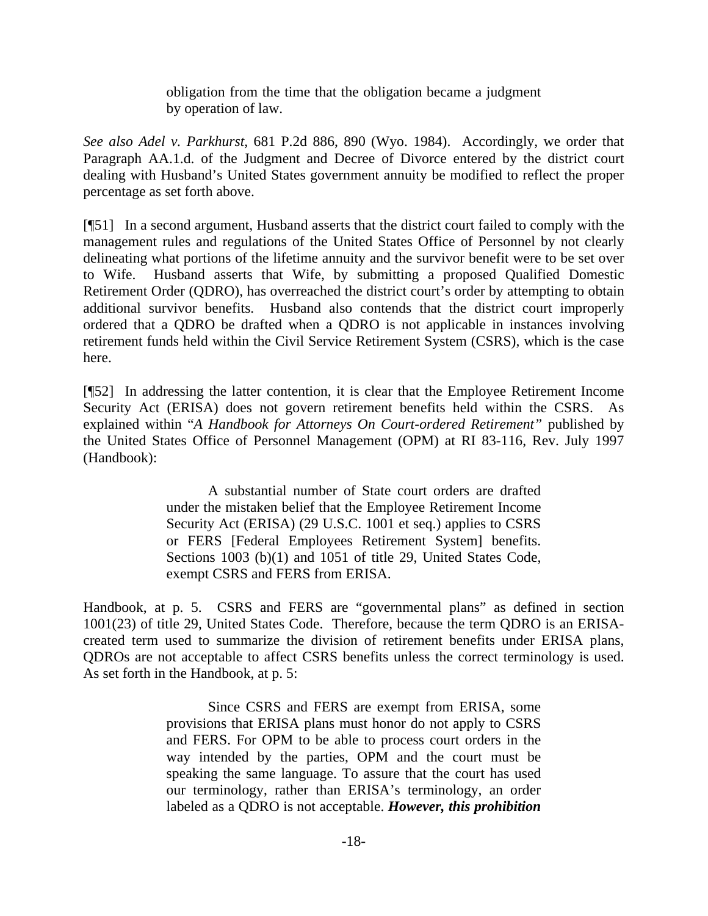> obligation from the time that the obligation became a judgment by operation of law.

*See also Adel v. Parkhurst*, 681 P.2d 886, 890 (Wyo. 1984). Accordingly, we order that Paragraph AA.1.d. of the Judgment and Decree of Divorce entered by the district court dealing with Husband's United States government annuity be modified to reflect the proper percentage as set forth above.

[¶51] In a second argument, Husband asserts that the district court failed to comply with the management rules and regulations of the United States Office of Personnel by not clearly delineating what portions of the lifetime annuity and the survivor benefit were to be set over to Wife. Husband asserts that Wife, by submitting a proposed Qualified Domestic Retirement Order (QDRO), has overreached the district court's order by attempting to obtain additional survivor benefits. Husband also contends that the district court improperly ordered that a QDRO be drafted when a QDRO is not applicable in instances involving retirement funds held within the Civil Service Retirement System (CSRS), which is the case here.

[¶52] In addressing the latter contention, it is clear that the Employee Retirement Income Security Act (ERISA) does not govern retirement benefits held within the CSRS. As explained within "*A Handbook for Attorneys On Court-ordered Retirement*" published by the United States Office of Personnel Management (OPM) at RI 83-116, Rev. July 1997 (Handbook):

> A substantial number of State court orders are drafted under the mistaken belief that the Employee Retirement Income Security Act (ERISA) (29 U.S.C. 1001 et seq.) applies to CSRS or FERS [Federal Employees Retirement System] benefits. Sections 1003 (b)(1) and 1051 of title 29, United States Code, exempt CSRS and FERS from ERISA.

Handbook, at p. 5. CSRS and FERS are "governmental plans" as defined in section 1001(23) of title 29, United States Code. Therefore, because the term QDRO is an ERISA-created term used to summarize the division of retirement benefits under ERISA plans, QDROs are not acceptable to affect CSRS benefits unless the correct terminology is used. As set forth in the Handbook, at p. 5:

> Since CSRS and FERS are exempt from ERISA, some provisions that ERISA plans must honor do not apply to CSRS and FERS. For OPM to be able to process court orders in the way intended by the parties, OPM and the court must be speaking the same language. To assure that the court has used our terminology, rather than ERISA's terminology, an order labeled as a QDRO is not acceptable. ***However, this prohibition***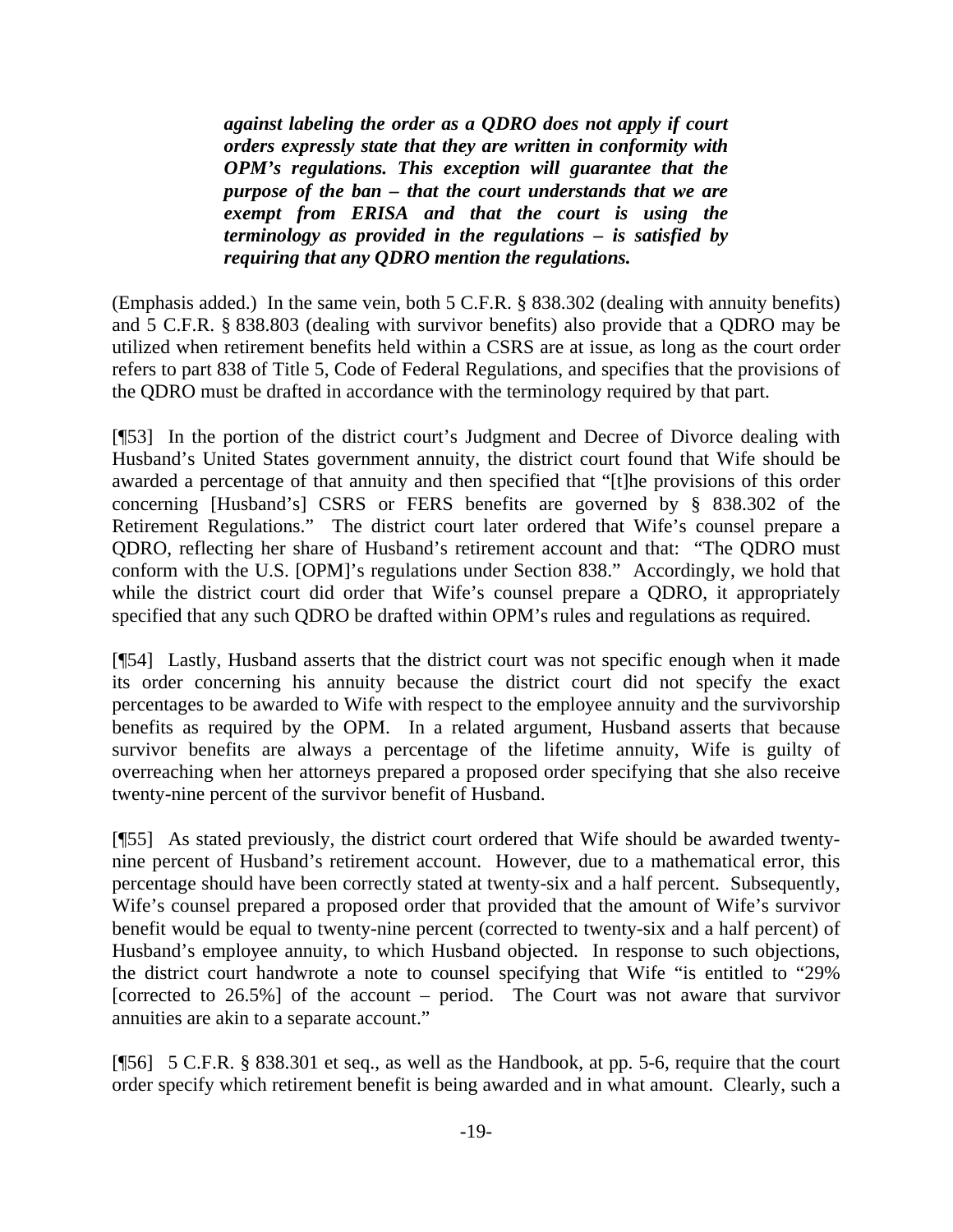> ***against labeling the order as a QDRO does not apply if court orders expressly state that they are written in conformity with OPM's regulations. This exception will guarantee that the purpose of the ban – that the court understands that we are exempt from ERISA and that the court is using the terminology as provided in the regulations – is satisfied by requiring that any QDRO mention the regulations.***

(Emphasis added.) In the same vein, both 5 C.F.R. § 838.302 (dealing with annuity benefits) and 5 C.F.R. § 838.803 (dealing with survivor benefits) also provide that a QDRO may be utilized when retirement benefits held within a CSRS are at issue, as long as the court order refers to part 838 of Title 5, Code of Federal Regulations, and specifies that the provisions of the QDRO must be drafted in accordance with the terminology required by that part.

[¶53] In the portion of the district court's Judgment and Decree of Divorce dealing with Husband's United States government annuity, the district court found that Wife should be awarded a percentage of that annuity and then specified that "[t]he provisions of this order concerning [Husband's] CSRS or FERS benefits are governed by § 838.302 of the Retirement Regulations." The district court later ordered that Wife's counsel prepare a QDRO, reflecting her share of Husband's retirement account and that: "The QDRO must conform with the U.S. [OPM]'s regulations under Section 838." Accordingly, we hold that while the district court did order that Wife's counsel prepare a QDRO, it appropriately specified that any such QDRO be drafted within OPM's rules and regulations as required.

[¶54] Lastly, Husband asserts that the district court was not specific enough when it made its order concerning his annuity because the district court did not specify the exact percentages to be awarded to Wife with respect to the employee annuity and the survivorship benefits as required by the OPM. In a related argument, Husband asserts that because survivor benefits are always a percentage of the lifetime annuity, Wife is guilty of overreaching when her attorneys prepared a proposed order specifying that she also receive twenty-nine percent of the survivor benefit of Husband.

[¶55] As stated previously, the district court ordered that Wife should be awarded twenty-nine percent of Husband's retirement account. However, due to a mathematical error, this percentage should have been correctly stated at twenty-six and a half percent. Subsequently, Wife's counsel prepared a proposed order that provided that the amount of Wife's survivor benefit would be equal to twenty-nine percent (corrected to twenty-six and a half percent) of Husband's employee annuity, to which Husband objected. In response to such objections, the district court handwrote a note to counsel specifying that Wife "is entitled to "29% [corrected to 26.5%] of the account – period. The Court was not aware that survivor annuities are akin to a separate account."

[¶56] 5 C.F.R. § 838.301 et seq., as well as the Handbook, at pp. 5-6, require that the court order specify which retirement benefit is being awarded and in what amount. Clearly, such a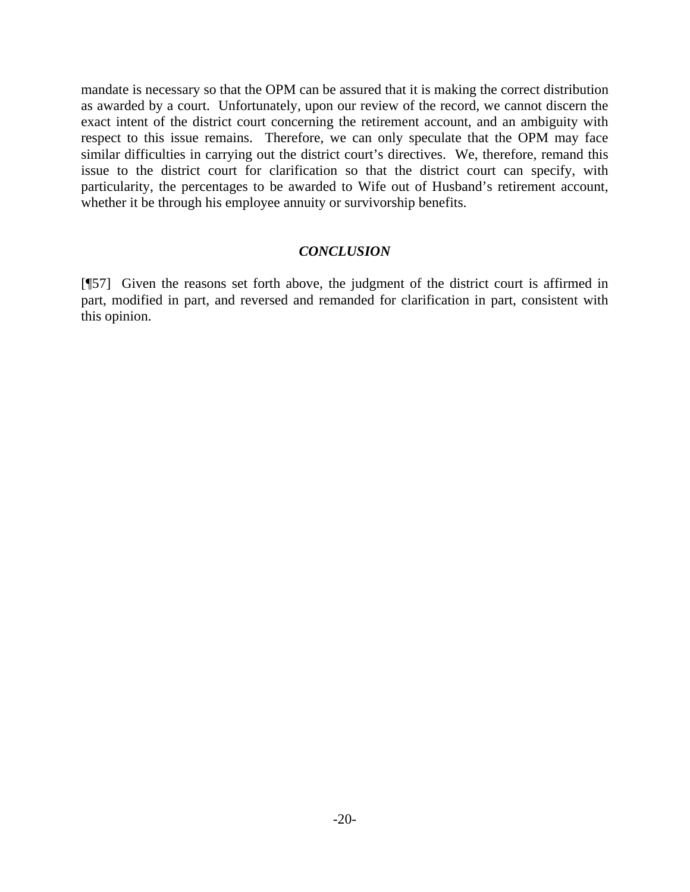mandate is necessary so that the OPM can be assured that it is making the correct distribution as awarded by a court. Unfortunately, upon our review of the record, we cannot discern the exact intent of the district court concerning the retirement account, and an ambiguity with respect to this issue remains. Therefore, we can only speculate that the OPM may face similar difficulties in carrying out the district court's directives. We, therefore, remand this issue to the district court for clarification so that the district court can specify, with particularity, the percentages to be awarded to Wife out of Husband's retirement account, whether it be through his employee annuity or survivorship benefits.

## *CONCLUSION*

[¶57] Given the reasons set forth above, the judgment of the district court is affirmed in part, modified in part, and reversed and remanded for clarification in part, consistent with this opinion.